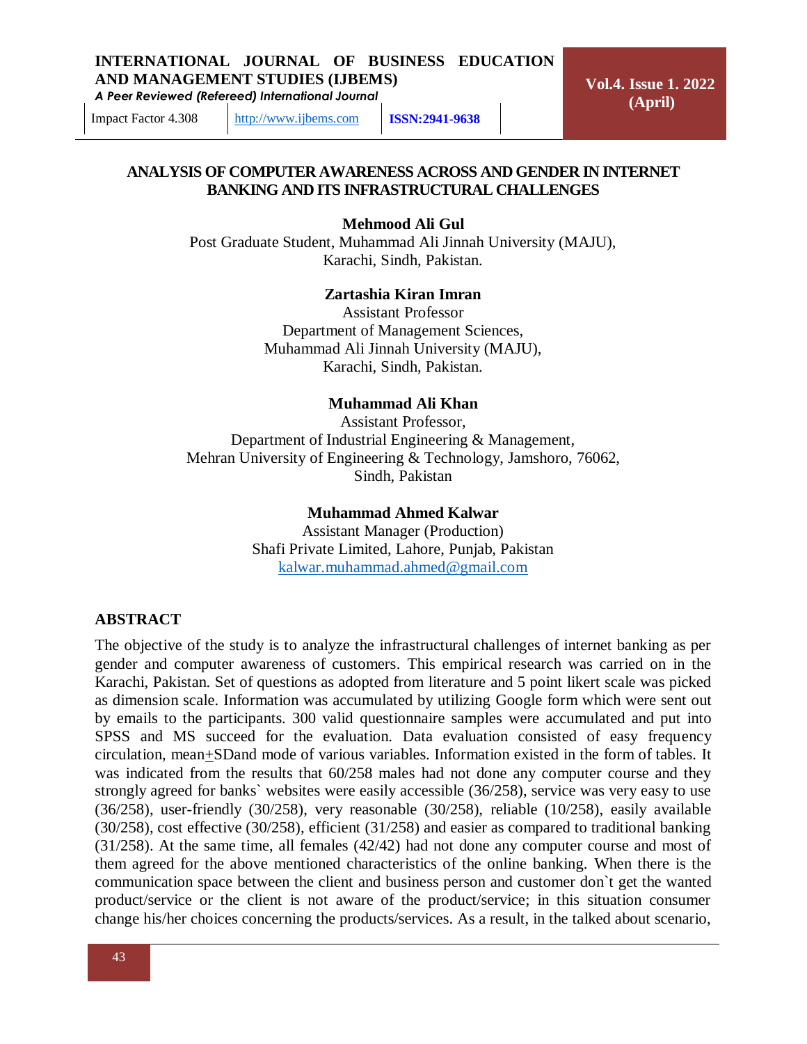# ANALYSIS OF COMPUTER AWARENESS ACROSS AND GENDER IN INTERNET BANKING AND ITS INFRASTRUCTURAL CHALLENGES

**Mehmood Ali Gul**
Post Graduate Student, Muhammad Ali Jinnah University (MAJU),
Karachi, Sindh, Pakistan.

**Zartashia Kiran Imran**
Assistant Professor
Department of Management Sciences,
Muhammad Ali Jinnah University (MAJU),
Karachi, Sindh, Pakistan.

**Muhammad Ali Khan**
Assistant Professor,
Department of Industrial Engineering & Management,
Mehran University of Engineering & Technology, Jamshoro, 76062,
Sindh, Pakistan

**Muhammad Ahmed Kalwar**
Assistant Manager (Production)
Shafi Private Limited, Lahore, Punjab, Pakistan
kalwar.muhammad.ahmed@gmail.com

## ABSTRACT

The objective of the study is to analyze the infrastructural challenges of internet banking as per gender and computer awareness of customers. This empirical research was carried on in the Karachi, Pakistan. Set of questions as adopted from literature and 5 point likert scale was picked as dimension scale. Information was accumulated by utilizing Google form which were sent out by emails to the participants. 300 valid questionnaire samples were accumulated and put into SPSS and MS succeed for the evaluation. Data evaluation consisted of easy frequency circulation, mean±SDand mode of various variables. Information existed in the form of tables. It was indicated from the results that 60/258 males had not done any computer course and they strongly agreed for banks` websites were easily accessible (36/258), service was very easy to use (36/258), user-friendly (30/258), very reasonable (30/258), reliable (10/258), easily available (30/258), cost effective (30/258), efficient (31/258) and easier as compared to traditional banking (31/258). At the same time, all females (42/42) had not done any computer course and most of them agreed for the above mentioned characteristics of the online banking. When there is the communication space between the client and business person and customer don`t get the wanted product/service or the client is not aware of the product/service; in this situation consumer change his/her choices concerning the products/services. As a result, in the talked about scenario,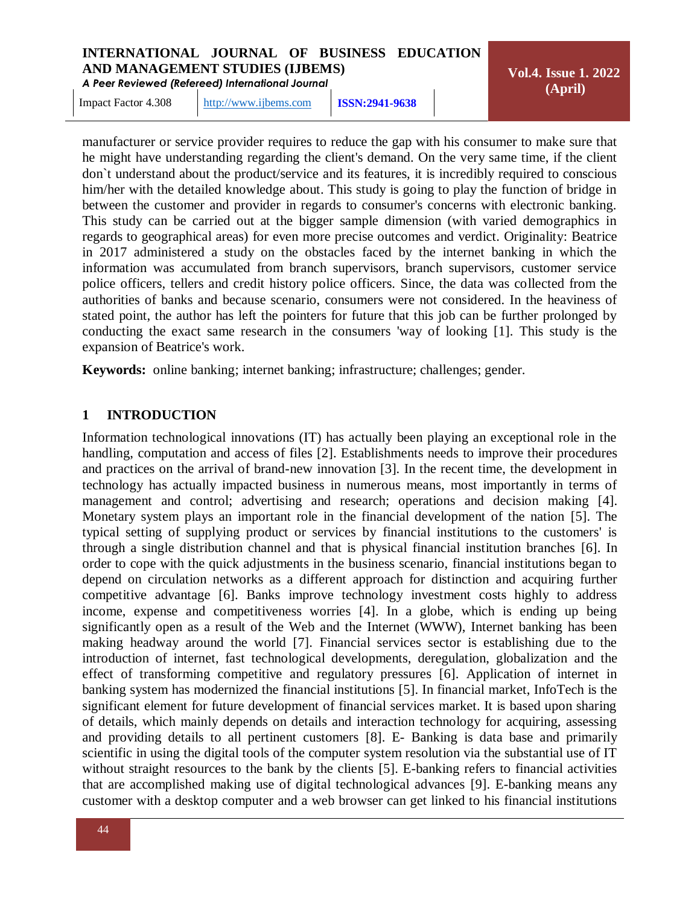manufacturer or service provider requires to reduce the gap with his consumer to make sure that he might have understanding regarding the client's demand. On the very same time, if the client don`t understand about the product/service and its features, it is incredibly required to conscious him/her with the detailed knowledge about. This study is going to play the function of bridge in between the customer and provider in regards to consumer's concerns with electronic banking. This study can be carried out at the bigger sample dimension (with varied demographics in regards to geographical areas) for even more precise outcomes and verdict. Originality: Beatrice in 2017 administered a study on the obstacles faced by the internet banking in which the information was accumulated from branch supervisors, branch supervisors, customer service police officers, tellers and credit history police officers. Since, the data was collected from the authorities of banks and because scenario, consumers were not considered. In the heaviness of stated point, the author has left the pointers for future that this job can be further prolonged by conducting the exact same research in the consumers 'way of looking [1]. This study is the expansion of Beatrice's work.

**Keywords:** online banking; internet banking; infrastructure; challenges; gender.

## 1 INTRODUCTION

Information technological innovations (IT) has actually been playing an exceptional role in the handling, computation and access of files [2]. Establishments needs to improve their procedures and practices on the arrival of brand-new innovation [3]. In the recent time, the development in technology has actually impacted business in numerous means, most importantly in terms of management and control; advertising and research; operations and decision making [4]. Monetary system plays an important role in the financial development of the nation [5]. The typical setting of supplying product or services by financial institutions to the customers' is through a single distribution channel and that is physical financial institution branches [6]. In order to cope with the quick adjustments in the business scenario, financial institutions began to depend on circulation networks as a different approach for distinction and acquiring further competitive advantage [6]. Banks improve technology investment costs highly to address income, expense and competitiveness worries [4]. In a globe, which is ending up being significantly open as a result of the Web and the Internet (WWW), Internet banking has been making headway around the world [7]. Financial services sector is establishing due to the introduction of internet, fast technological developments, deregulation, globalization and the effect of transforming competitive and regulatory pressures [6]. Application of internet in banking system has modernized the financial institutions [5]. In financial market, InfoTech is the significant element for future development of financial services market. It is based upon sharing of details, which mainly depends on details and interaction technology for acquiring, assessing and providing details to all pertinent customers [8]. E- Banking is data base and primarily scientific in using the digital tools of the computer system resolution via the substantial use of IT without straight resources to the bank by the clients [5]. E-banking refers to financial activities that are accomplished making use of digital technological advances [9]. E-banking means any customer with a desktop computer and a web browser can get linked to his financial institutions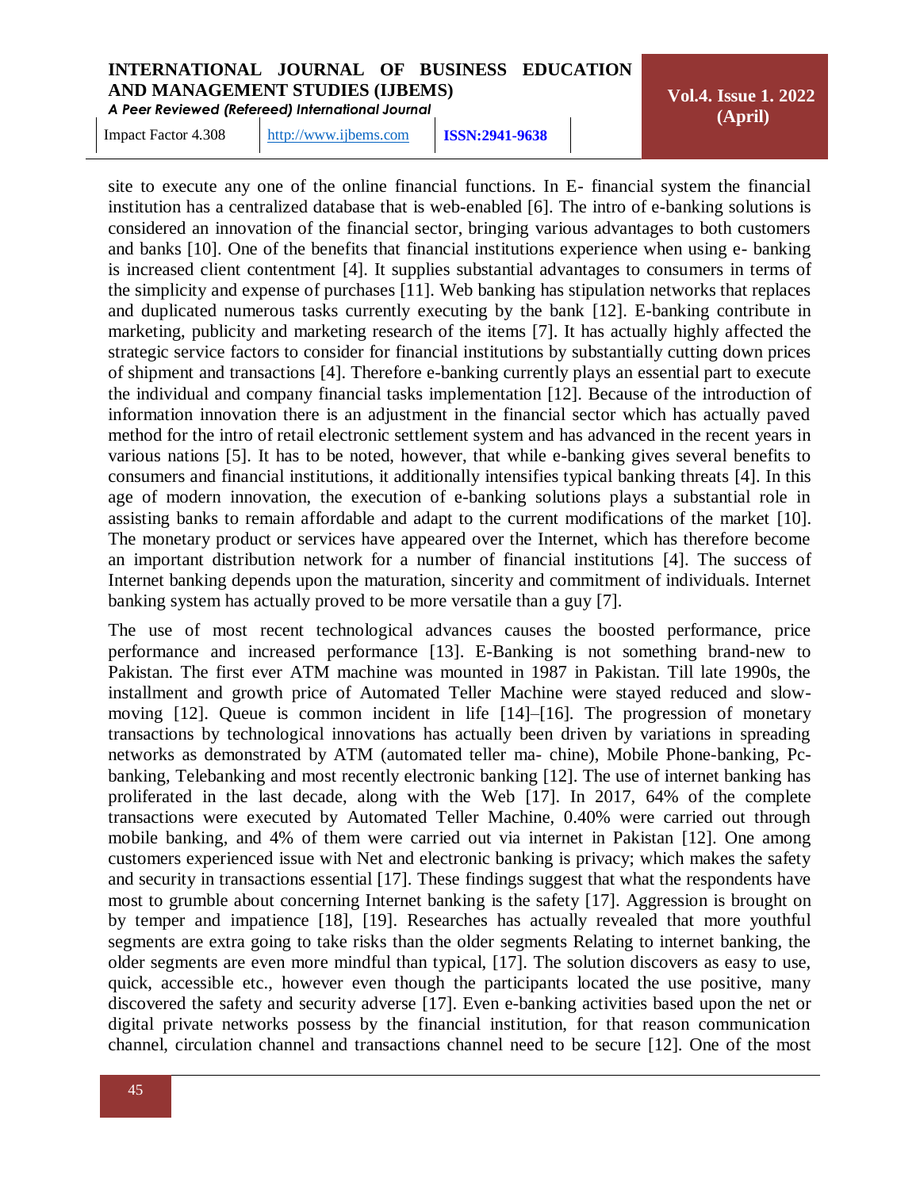site to execute any one of the online financial functions. In E- financial system the financial institution has a centralized database that is web-enabled [6]. The intro of e-banking solutions is considered an innovation of the financial sector, bringing various advantages to both customers and banks [10]. One of the benefits that financial institutions experience when using e- banking is increased client contentment [4]. It supplies substantial advantages to consumers in terms of the simplicity and expense of purchases [11]. Web banking has stipulation networks that replaces and duplicated numerous tasks currently executing by the bank [12]. E-banking contribute in marketing, publicity and marketing research of the items [7]. It has actually highly affected the strategic service factors to consider for financial institutions by substantially cutting down prices of shipment and transactions [4]. Therefore e-banking currently plays an essential part to execute the individual and company financial tasks implementation [12]. Because of the introduction of information innovation there is an adjustment in the financial sector which has actually paved method for the intro of retail electronic settlement system and has advanced in the recent years in various nations [5]. It has to be noted, however, that while e-banking gives several benefits to consumers and financial institutions, it additionally intensifies typical banking threats [4]. In this age of modern innovation, the execution of e-banking solutions plays a substantial role in assisting banks to remain affordable and adapt to the current modifications of the market [10]. The monetary product or services have appeared over the Internet, which has therefore become an important distribution network for a number of financial institutions [4]. The success of Internet banking depends upon the maturation, sincerity and commitment of individuals. Internet banking system has actually proved to be more versatile than a guy [7].

The use of most recent technological advances causes the boosted performance, price performance and increased performance [13]. E-Banking is not something brand-new to Pakistan. The first ever ATM machine was mounted in 1987 in Pakistan. Till late 1990s, the installment and growth price of Automated Teller Machine were stayed reduced and slow-moving [12]. Queue is common incident in life [14]–[16]. The progression of monetary transactions by technological innovations has actually been driven by variations in spreading networks as demonstrated by ATM (automated teller ma- chine), Mobile Phone-banking, Pc-banking, Telebanking and most recently electronic banking [12]. The use of internet banking has proliferated in the last decade, along with the Web [17]. In 2017, 64% of the complete transactions were executed by Automated Teller Machine, 0.40% were carried out through mobile banking, and 4% of them were carried out via internet in Pakistan [12]. One among customers experienced issue with Net and electronic banking is privacy; which makes the safety and security in transactions essential [17]. These findings suggest that what the respondents have most to grumble about concerning Internet banking is the safety [17]. Aggression is brought on by temper and impatience [18], [19]. Researches has actually revealed that more youthful segments are extra going to take risks than the older segments Relating to internet banking, the older segments are even more mindful than typical, [17]. The solution discovers as easy to use, quick, accessible etc., however even though the participants located the use positive, many discovered the safety and security adverse [17]. Even e-banking activities based upon the net or digital private networks possess by the financial institution, for that reason communication channel, circulation channel and transactions channel need to be secure [12]. One of the most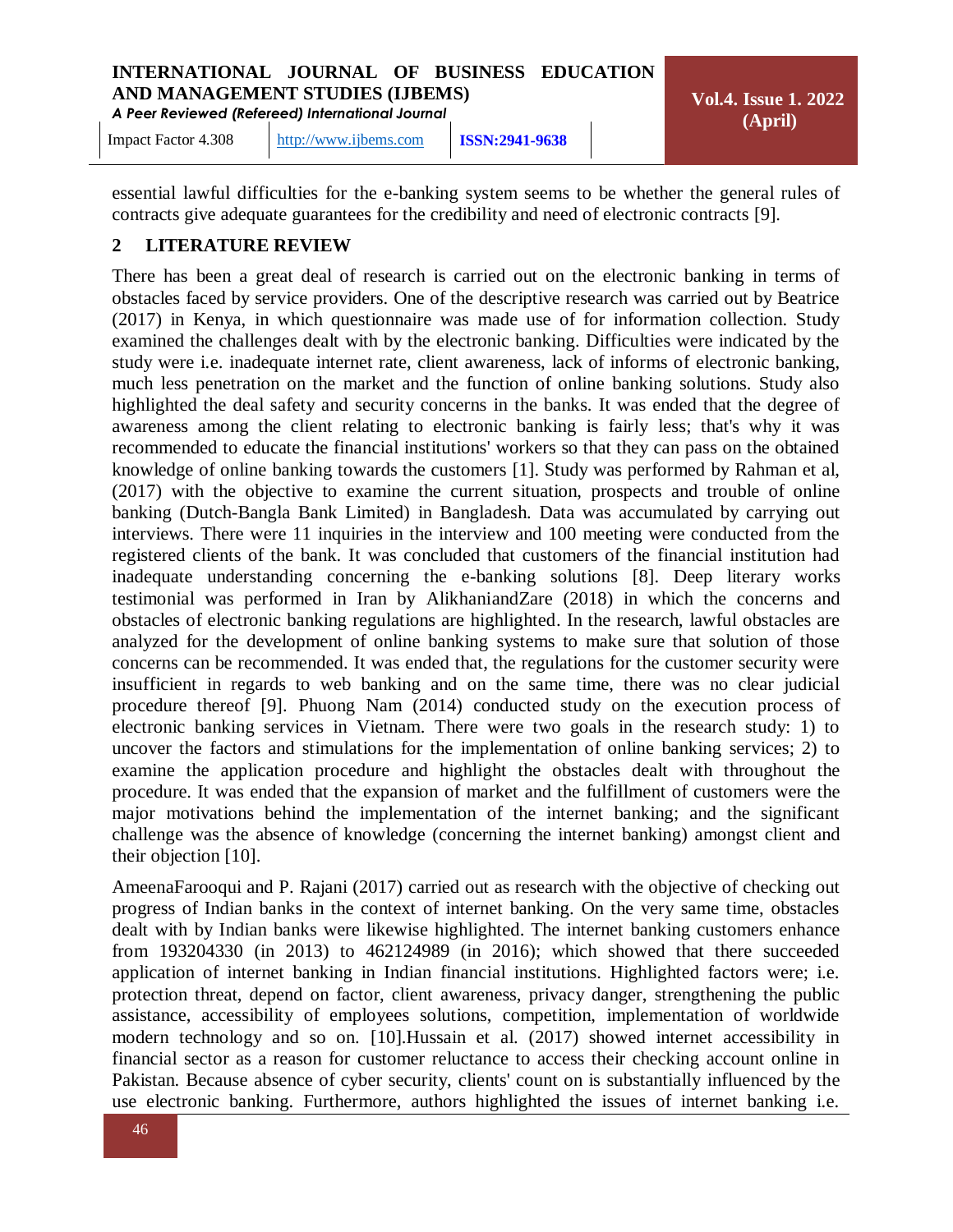essential lawful difficulties for the e-banking system seems to be whether the general rules of contracts give adequate guarantees for the credibility and need of electronic contracts [9].

## 2 LITERATURE REVIEW

There has been a great deal of research is carried out on the electronic banking in terms of obstacles faced by service providers. One of the descriptive research was carried out by Beatrice (2017) in Kenya, in which questionnaire was made use of for information collection. Study examined the challenges dealt with by the electronic banking. Difficulties were indicated by the study were i.e. inadequate internet rate, client awareness, lack of informs of electronic banking, much less penetration on the market and the function of online banking solutions. Study also highlighted the deal safety and security concerns in the banks. It was ended that the degree of awareness among the client relating to electronic banking is fairly less; that's why it was recommended to educate the financial institutions' workers so that they can pass on the obtained knowledge of online banking towards the customers [1]. Study was performed by Rahman et al, (2017) with the objective to examine the current situation, prospects and trouble of online banking (Dutch-Bangla Bank Limited) in Bangladesh. Data was accumulated by carrying out interviews. There were 11 inquiries in the interview and 100 meeting were conducted from the registered clients of the bank. It was concluded that customers of the financial institution had inadequate understanding concerning the e-banking solutions [8]. Deep literary works testimonial was performed in Iran by AlikhaniandZare (2018) in which the concerns and obstacles of electronic banking regulations are highlighted. In the research, lawful obstacles are analyzed for the development of online banking systems to make sure that solution of those concerns can be recommended. It was ended that, the regulations for the customer security were insufficient in regards to web banking and on the same time, there was no clear judicial procedure thereof [9]. Phuong Nam (2014) conducted study on the execution process of electronic banking services in Vietnam. There were two goals in the research study: 1) to uncover the factors and stimulations for the implementation of online banking services; 2) to examine the application procedure and highlight the obstacles dealt with throughout the procedure. It was ended that the expansion of market and the fulfillment of customers were the major motivations behind the implementation of the internet banking; and the significant challenge was the absence of knowledge (concerning the internet banking) amongst client and their objection [10].

AmeenaFarooqui and P. Rajani (2017) carried out as research with the objective of checking out progress of Indian banks in the context of internet banking. On the very same time, obstacles dealt with by Indian banks were likewise highlighted. The internet banking customers enhance from 193204330 (in 2013) to 462124989 (in 2016); which showed that there succeeded application of internet banking in Indian financial institutions. Highlighted factors were; i.e. protection threat, depend on factor, client awareness, privacy danger, strengthening the public assistance, accessibility of employees solutions, competition, implementation of worldwide modern technology and so on. [10].Hussain et al. (2017) showed internet accessibility in financial sector as a reason for customer reluctance to access their checking account online in Pakistan. Because absence of cyber security, clients' count on is substantially influenced by the use electronic banking. Furthermore, authors highlighted the issues of internet banking i.e.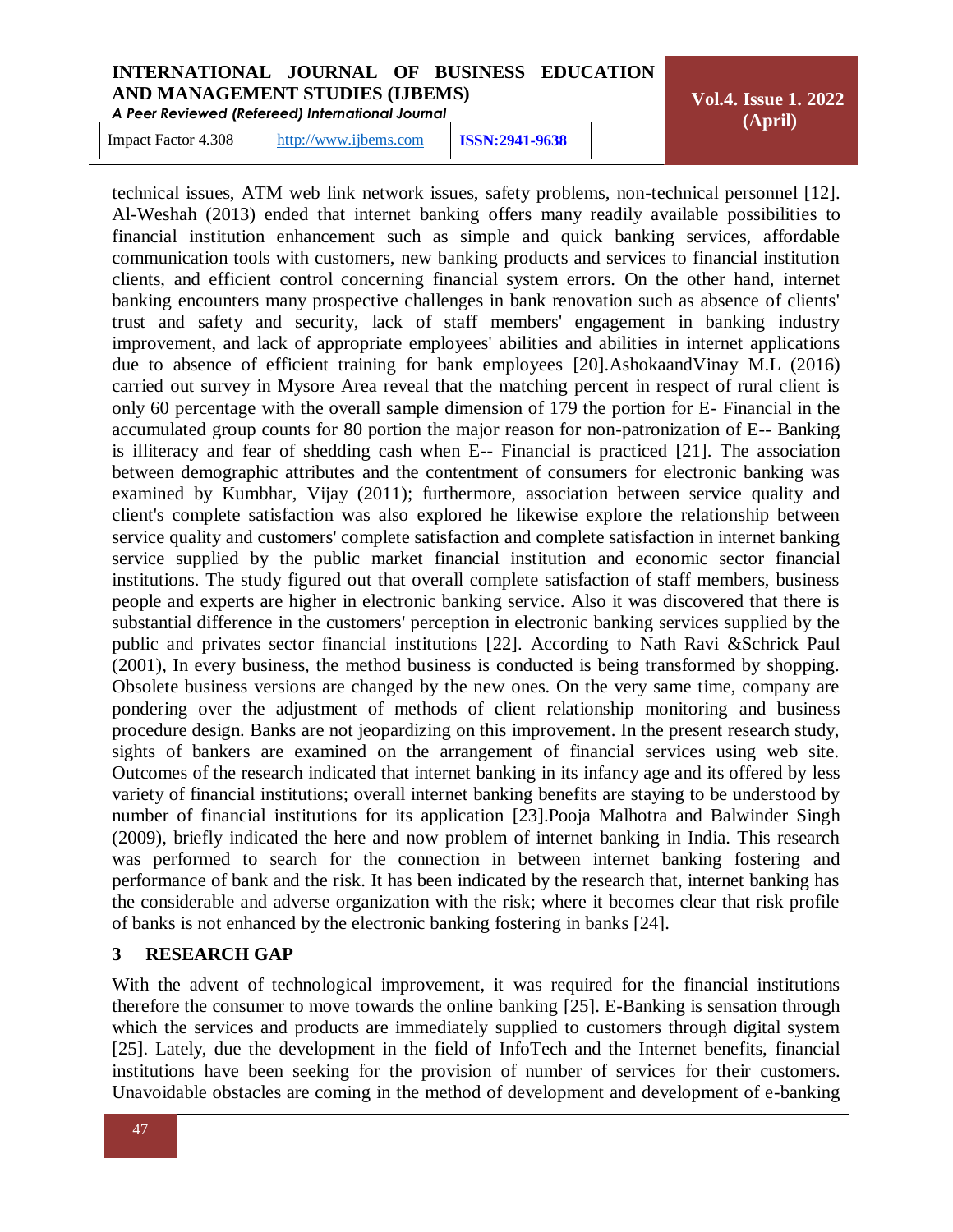technical issues, ATM web link network issues, safety problems, non-technical personnel [12]. Al-Weshah (2013) ended that internet banking offers many readily available possibilities to financial institution enhancement such as simple and quick banking services, affordable communication tools with customers, new banking products and services to financial institution clients, and efficient control concerning financial system errors. On the other hand, internet banking encounters many prospective challenges in bank renovation such as absence of clients' trust and safety and security, lack of staff members' engagement in banking industry improvement, and lack of appropriate employees' abilities and abilities in internet applications due to absence of efficient training for bank employees [20].AshokaandVinay M.L (2016) carried out survey in Mysore Area reveal that the matching percent in respect of rural client is only 60 percentage with the overall sample dimension of 179 the portion for E- Financial in the accumulated group counts for 80 portion the major reason for non-patronization of E-- Banking is illiteracy and fear of shedding cash when E-- Financial is practiced [21]. The association between demographic attributes and the contentment of consumers for electronic banking was examined by Kumbhar, Vijay (2011); furthermore, association between service quality and client's complete satisfaction was also explored he likewise explore the relationship between service quality and customers' complete satisfaction and complete satisfaction in internet banking service supplied by the public market financial institution and economic sector financial institutions. The study figured out that overall complete satisfaction of staff members, business people and experts are higher in electronic banking service. Also it was discovered that there is substantial difference in the customers' perception in electronic banking services supplied by the public and privates sector financial institutions [22]. According to Nath Ravi &Schrick Paul (2001), In every business, the method business is conducted is being transformed by shopping. Obsolete business versions are changed by the new ones. On the very same time, company are pondering over the adjustment of methods of client relationship monitoring and business procedure design. Banks are not jeopardizing on this improvement. In the present research study, sights of bankers are examined on the arrangement of financial services using web site. Outcomes of the research indicated that internet banking in its infancy age and its offered by less variety of financial institutions; overall internet banking benefits are staying to be understood by number of financial institutions for its application [23].Pooja Malhotra and Balwinder Singh (2009), briefly indicated the here and now problem of internet banking in India. This research was performed to search for the connection in between internet banking fostering and performance of bank and the risk. It has been indicated by the research that, internet banking has the considerable and adverse organization with the risk; where it becomes clear that risk profile of banks is not enhanced by the electronic banking fostering in banks [24].

## 3 RESEARCH GAP

With the advent of technological improvement, it was required for the financial institutions therefore the consumer to move towards the online banking [25]. E-Banking is sensation through which the services and products are immediately supplied to customers through digital system [25]. Lately, due the development in the field of InfoTech and the Internet benefits, financial institutions have been seeking for the provision of number of services for their customers. Unavoidable obstacles are coming in the method of development and development of e-banking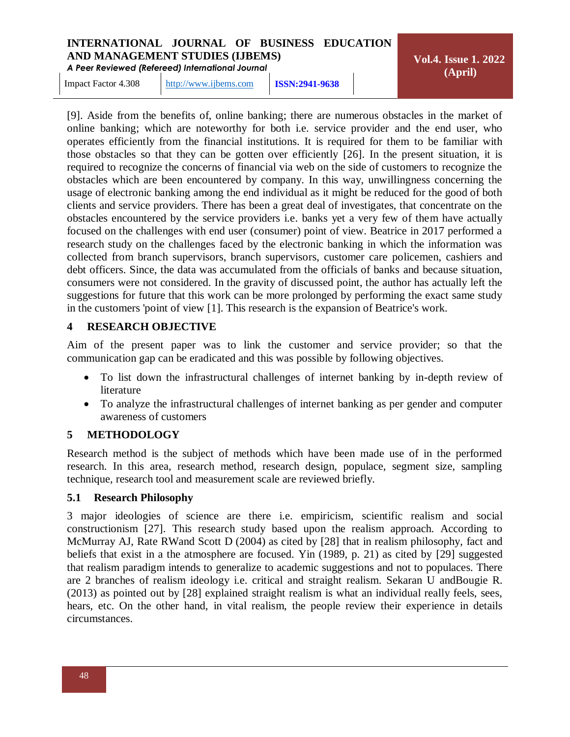[9]. Aside from the benefits of, online banking; there are numerous obstacles in the market of online banking; which are noteworthy for both i.e. service provider and the end user, who operates efficiently from the financial institutions. It is required for them to be familiar with those obstacles so that they can be gotten over efficiently [26]. In the present situation, it is required to recognize the concerns of financial via web on the side of customers to recognize the obstacles which are been encountered by company. In this way, unwillingness concerning the usage of electronic banking among the end individual as it might be reduced for the good of both clients and service providers. There has been a great deal of investigates, that concentrate on the obstacles encountered by the service providers i.e. banks yet a very few of them have actually focused on the challenges with end user (consumer) point of view. Beatrice in 2017 performed a research study on the challenges faced by the electronic banking in which the information was collected from branch supervisors, branch supervisors, customer care policemen, cashiers and debt officers. Since, the data was accumulated from the officials of banks and because situation, consumers were not considered. In the gravity of discussed point, the author has actually left the suggestions for future that this work can be more prolonged by performing the exact same study in the customers 'point of view [1]. This research is the expansion of Beatrice's work.

## 4 RESEARCH OBJECTIVE

Aim of the present paper was to link the customer and service provider; so that the communication gap can be eradicated and this was possible by following objectives.

- To list down the infrastructural challenges of internet banking by in-depth review of literature
- To analyze the infrastructural challenges of internet banking as per gender and computer awareness of customers

## 5 METHODOLOGY

Research method is the subject of methods which have been made use of in the performed research. In this area, research method, research design, populace, segment size, sampling technique, research tool and measurement scale are reviewed briefly.

### 5.1 Research Philosophy

3 major ideologies of science are there i.e. empiricism, scientific realism and social constructionism [27]. This research study based upon the realism approach. According to McMurray AJ, Rate RWand Scott D (2004) as cited by [28] that in realism philosophy, fact and beliefs that exist in a the atmosphere are focused. Yin (1989, p. 21) as cited by [29] suggested that realism paradigm intends to generalize to academic suggestions and not to populaces. There are 2 branches of realism ideology i.e. critical and straight realism. Sekaran U andBougie R. (2013) as pointed out by [28] explained straight realism is what an individual really feels, sees, hears, etc. On the other hand, in vital realism, the people review their experience in details circumstances.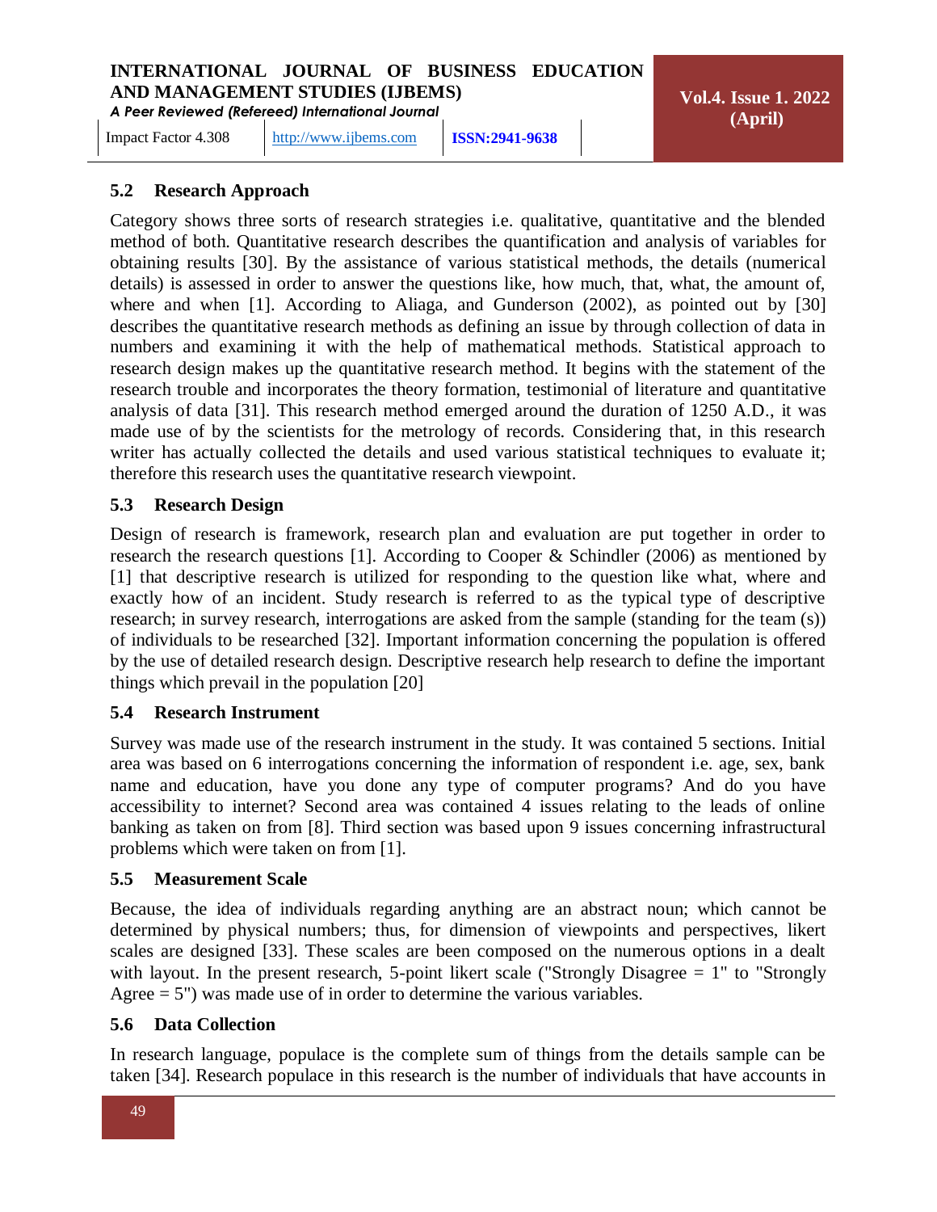### 5.2 Research Approach

Category shows three sorts of research strategies i.e. qualitative, quantitative and the blended method of both. Quantitative research describes the quantification and analysis of variables for obtaining results [30]. By the assistance of various statistical methods, the details (numerical details) is assessed in order to answer the questions like, how much, that, what, the amount of, where and when [1]. According to Aliaga, and Gunderson (2002), as pointed out by [30] describes the quantitative research methods as defining an issue by through collection of data in numbers and examining it with the help of mathematical methods. Statistical approach to research design makes up the quantitative research method. It begins with the statement of the research trouble and incorporates the theory formation, testimonial of literature and quantitative analysis of data [31]. This research method emerged around the duration of 1250 A.D., it was made use of by the scientists for the metrology of records. Considering that, in this research writer has actually collected the details and used various statistical techniques to evaluate it; therefore this research uses the quantitative research viewpoint.

### 5.3 Research Design

Design of research is framework, research plan and evaluation are put together in order to research the research questions [1]. According to Cooper & Schindler (2006) as mentioned by [1] that descriptive research is utilized for responding to the question like what, where and exactly how of an incident. Study research is referred to as the typical type of descriptive research; in survey research, interrogations are asked from the sample (standing for the team (s)) of individuals to be researched [32]. Important information concerning the population is offered by the use of detailed research design. Descriptive research help research to define the important things which prevail in the population [20]

### 5.4 Research Instrument

Survey was made use of the research instrument in the study. It was contained 5 sections. Initial area was based on 6 interrogations concerning the information of respondent i.e. age, sex, bank name and education, have you done any type of computer programs? And do you have accessibility to internet? Second area was contained 4 issues relating to the leads of online banking as taken on from [8]. Third section was based upon 9 issues concerning infrastructural problems which were taken on from [1].

### 5.5 Measurement Scale

Because, the idea of individuals regarding anything are an abstract noun; which cannot be determined by physical numbers; thus, for dimension of viewpoints and perspectives, likert scales are designed [33]. These scales are been composed on the numerous options in a dealt with layout. In the present research, 5-point likert scale ("Strongly Disagree = 1" to "Strongly Agree = 5") was made use of in order to determine the various variables.

### 5.6 Data Collection

In research language, populace is the complete sum of things from the details sample can be taken [34]. Research populace in this research is the number of individuals that have accounts in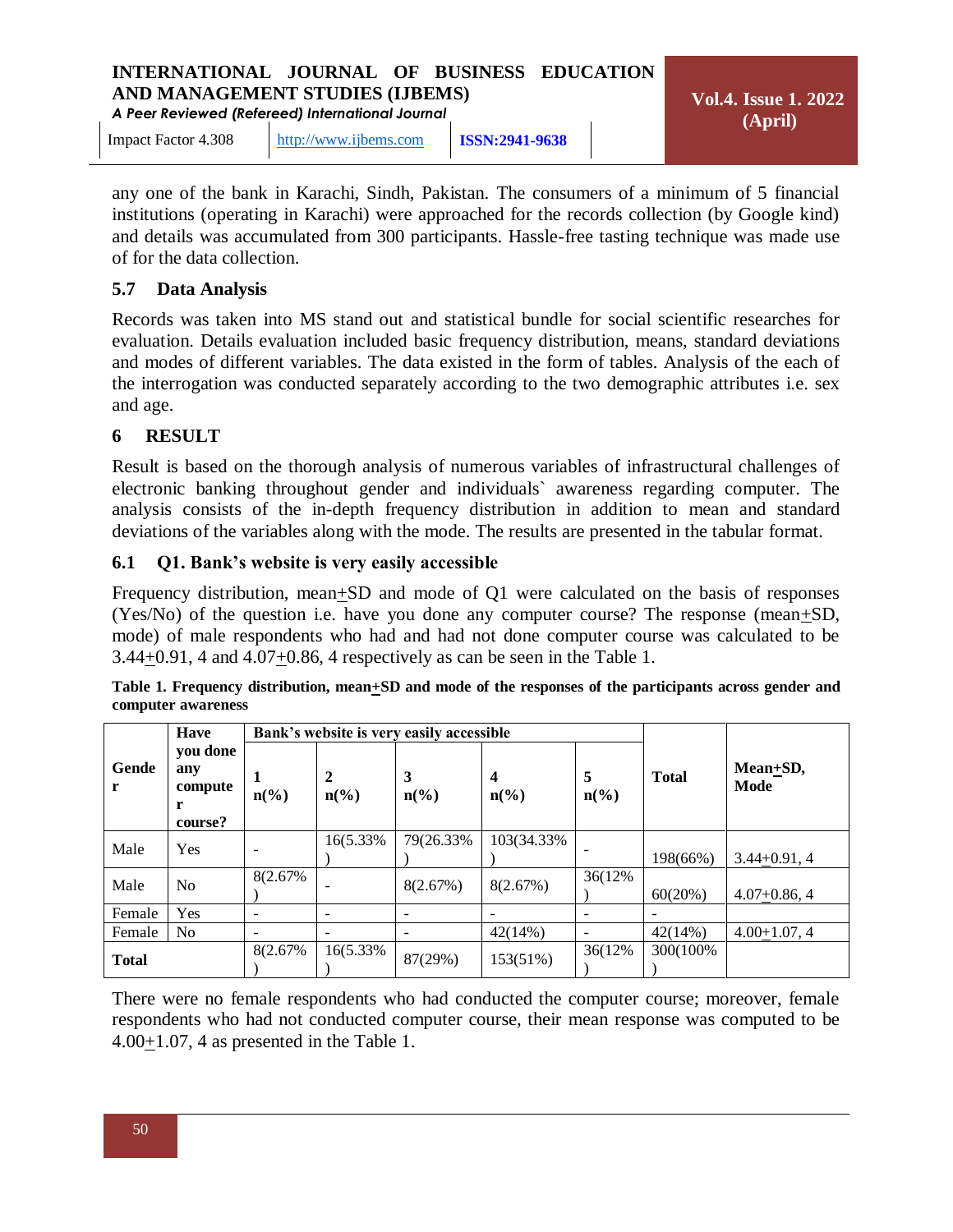any one of the bank in Karachi, Sindh, Pakistan. The consumers of a minimum of 5 financial institutions (operating in Karachi) were approached for the records collection (by Google kind) and details was accumulated from 300 participants. Hassle-free tasting technique was made use of for the data collection.

## 5.7 Data Analysis

Records was taken into MS stand out and statistical bundle for social scientific researches for evaluation. Details evaluation included basic frequency distribution, means, standard deviations and modes of different variables. The data existed in the form of tables. Analysis of the each of the interrogation was conducted separately according to the two demographic attributes i.e. sex and age.

# 6 RESULT

Result is based on the thorough analysis of numerous variables of infrastructural challenges of electronic banking throughout gender and individuals` awareness regarding computer. The analysis consists of the in-depth frequency distribution in addition to mean and standard deviations of the variables along with the mode. The results are presented in the tabular format.

## 6.1 Q1. Bank's website is very easily accessible

Frequency distribution, mean+SD and mode of Q1 were calculated on the basis of responses (Yes/No) of the question i.e. have you done any computer course? The response (mean+SD, mode) of male respondents who had and had not done computer course was calculated to be 3.44+0.91, 4 and 4.07+0.86, 4 respectively as can be seen in the Table 1.

**Table 1. Frequency distribution, mean+SD and mode of the responses of the participants across gender and computer awareness**

| Gender | Have you done any computer course? | Bank's website is very easily accessible | | | | | Total | Mean+SD, Mode |
|---|---|---|---|---|---|---|---|---|
| | | 1 n(%) | 2 n(%) | 3 n(%) | 4 n(%) | 5 n(%) | | |
| Male | Yes | - | 16(5.33%) | 79(26.33%) | 103(34.33%) | - | 198(66%) | 3.44+0.91, 4 |
| Male | No | 8(2.67%) | - | 8(2.67%) | 8(2.67%) | 36(12%) | 60(20%) | 4.07+0.86, 4 |
| Female | Yes | - | - | - | - | - | - | |
| Female | No | - | - | - | 42(14%) | - | 42(14%) | 4.00+1.07, 4 |
| Total | | 8(2.67%) | 16(5.33%) | 87(29%) | 153(51%) | 36(12%) | 300(100%) | |

There were no female respondents who had conducted the computer course; moreover, female respondents who had not conducted computer course, their mean response was computed to be 4.00+1.07, 4 as presented in the Table 1.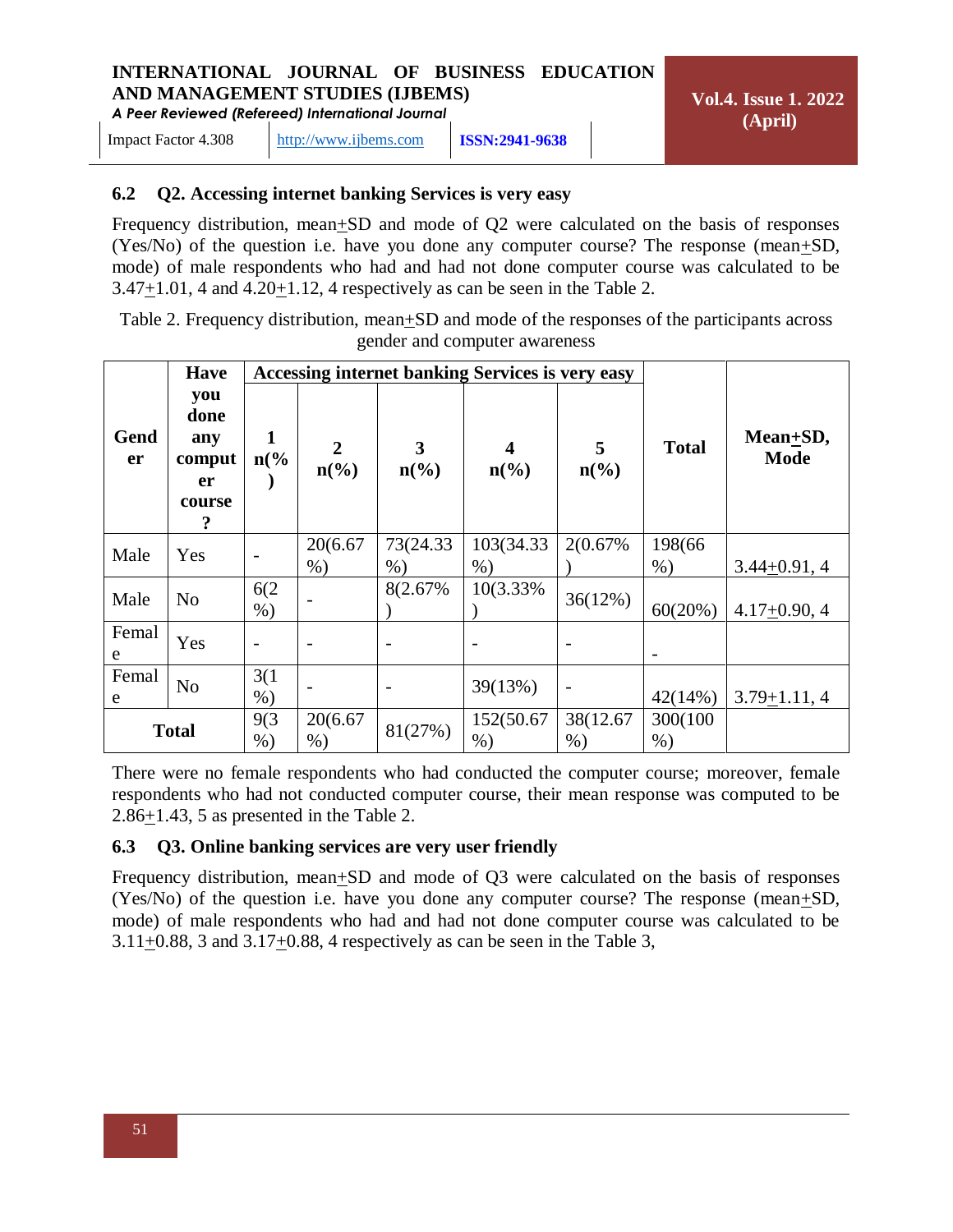### 6.2 Q2. Accessing internet banking Services is very easy

Frequency distribution, mean+SD and mode of Q2 were calculated on the basis of responses (Yes/No) of the question i.e. have you done any computer course? The response (mean+SD, mode) of male respondents who had and had not done computer course was calculated to be 3.47+1.01, 4 and 4.20+1.12, 4 respectively as can be seen in the Table 2.

Table 2. Frequency distribution, mean+SD and mode of the responses of the participants across gender and computer awareness

| Gender | Have you done any computer course? | Accessing internet banking Services is very easy | | | | | Total | Mean+SD, Mode |
|---|---|---|---|---|---|---|---|---|
| | | 1 n(%) | 2 n(%) | 3 n(%) | 4 n(%) | 5 n(%) | | |
| Male | Yes | - | 20(6.67 %) | 73(24.33 %) | 103(34.33 %) | 2(0.67%) | 198(66 %) | 3.44+0.91, 4 |
| Male | No | 6(2 %) | - | 8(2.67%) | 10(3.33%) | 36(12%) | 60(20%) | 4.17+0.90, 4 |
| Female | Yes | - | - | - | - | - | - | |
| Female | No | 3(1 %) | - | - | 39(13%) | - | 42(14%) | 3.79+1.11, 4 |
| Total | | 9(3 %) | 20(6.67 %) | 81(27%) | 152(50.67 %) | 38(12.67 %) | 300(100 %) | |

There were no female respondents who had conducted the computer course; moreover, female respondents who had not conducted computer course, their mean response was computed to be 2.86+1.43, 5 as presented in the Table 2.

### 6.3 Q3. Online banking services are very user friendly

Frequency distribution, mean+SD and mode of Q3 were calculated on the basis of responses (Yes/No) of the question i.e. have you done any computer course? The response (mean+SD, mode) of male respondents who had and had not done computer course was calculated to be 3.11+0.88, 3 and 3.17+0.88, 4 respectively as can be seen in the Table 3,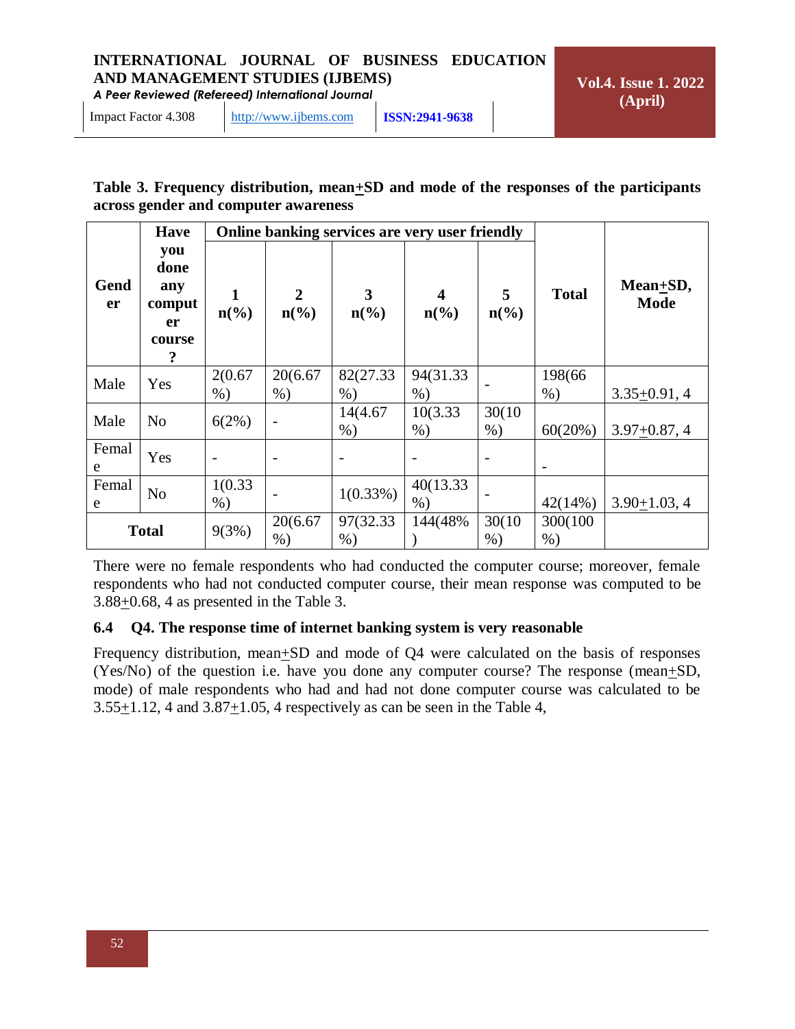**Table 3. Frequency distribution, mean±SD and mode of the responses of the participants across gender and computer awareness**

| Gender | Have you done any computer course? | Online banking services are very user friendly | | | | | Total | Mean±SD, Mode |
|---|---|---|---|---|---|---|---|---|
| | | 1 n(%) | 2 n(%) | 3 n(%) | 4 n(%) | 5 n(%) | | |
| Male | Yes | 2(0.67 %) | 20(6.67 %) | 82(27.33 %) | 94(31.33 %) | - | 198(66 %) | 3.35±0.91, 4 |
| Male | No | 6(2%) | - | 14(4.67 %) | 10(3.33 %) | 30(10 %) | 60(20%) | 3.97±0.87, 4 |
| Female | Yes | - | - | - | - | - | - | |
| Female | No | 1(0.33 %) | - | 1(0.33%) | 40(13.33 %) | - | 42(14%) | 3.90±1.03, 4 |
| Total | | 9(3%) | 20(6.67 %) | 97(32.33 %) | 144(48% ) | 30(10 %) | 300(100 %) | |

There were no female respondents who had conducted the computer course; moreover, female respondents who had not conducted computer course, their mean response was computed to be 3.88±0.68, 4 as presented in the Table 3.

### 6.4 Q4. The response time of internet banking system is very reasonable

Frequency distribution, mean±SD and mode of Q4 were calculated on the basis of responses (Yes/No) of the question i.e. have you done any computer course? The response (mean±SD, mode) of male respondents who had and had not done computer course was calculated to be 3.55±1.12, 4 and 3.87±1.05, 4 respectively as can be seen in the Table 4,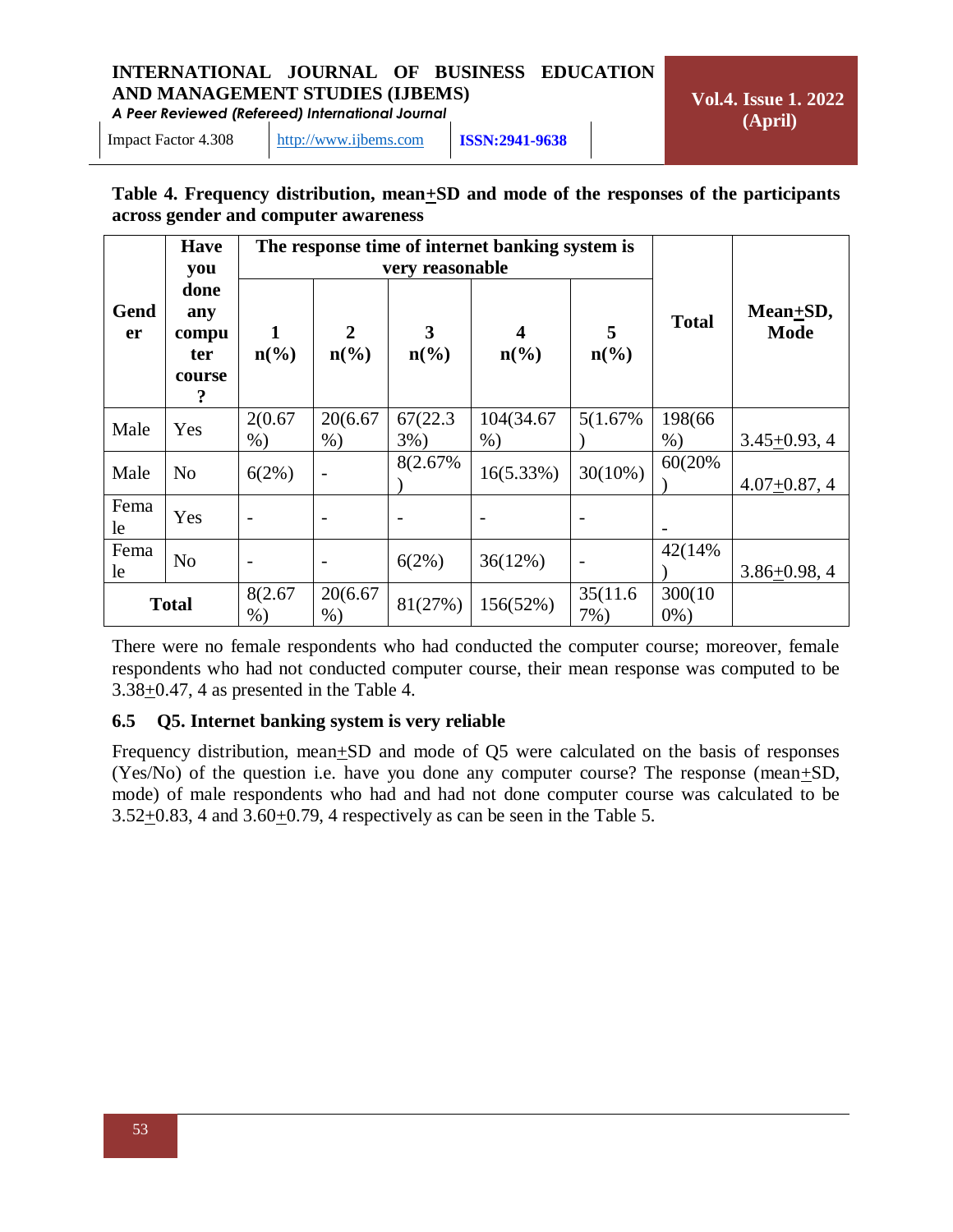**Table 4. Frequency distribution, mean$\pm$SD and mode of the responses of the participants across gender and computer awareness**

| Gender | Have you done any computer course? | The response time of internet banking system is very reasonable | | | | | Total | Mean$\pm$SD, Mode |
|---|---|---|---|---|---|---|---|---|
| | | 1 n(%) | 2 n(%) | 3 n(%) | 4 n(%) | 5 n(%) | | |
| Male | Yes | 2(0.67%) | 20(6.67%) | 67(22.33%) | 104(34.67%) | 5(1.67%) | 198(66%) | 3.45$\pm$0.93, 4 |
| Male | No | 6(2%) | - | 8(2.67%) | 16(5.33%) | 30(10%) | 60(20%) | 4.07$\pm$0.87, 4 |
| Female | Yes | - | - | - | - | - | - | |
| Female | No | - | - | 6(2%) | 36(12%) | - | 42(14%) | 3.86$\pm$0.98, 4 |
| Total | | 8(2.67%) | 20(6.67%) | 81(27%) | 156(52%) | 35(11.67%) | 300(100%) | |

There were no female respondents who had conducted the computer course; moreover, female respondents who had not conducted computer course, their mean response was computed to be 3.38$\pm$0.47, 4 as presented in the Table 4.

### 6.5 Q5. Internet banking system is very reliable

Frequency distribution, mean$\pm$SD and mode of Q5 were calculated on the basis of responses (Yes/No) of the question i.e. have you done any computer course? The response (mean$\pm$SD, mode) of male respondents who had and had not done computer course was calculated to be 3.52$\pm$0.83, 4 and 3.60$\pm$0.79, 4 respectively as can be seen in the Table 5.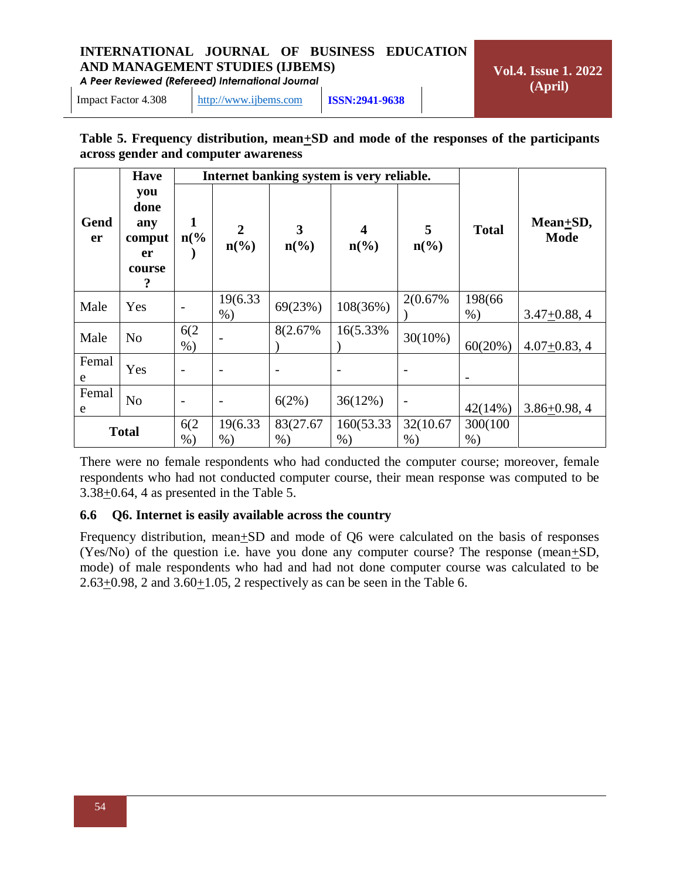**Table 5. Frequency distribution, mean$\pm$SD and mode of the responses of the participants across gender and computer awareness**

| Gender | Have you done any computer course? | Internet banking system is very reliable. | | | | | Total | Mean$\pm$SD, Mode |
|---|---|---|---|---|---|---|---|---|
| | | 1 n(%) | 2 n(%) | 3 n(%) | 4 n(%) | 5 n(%) | | |
| Male | Yes | - | 19(6.33%) | 69(23%) | 108(36%) | 2(0.67%) | 198(66%) | 3.47$\pm$0.88, 4 |
| Male | No | 6(2%) | - | 8(2.67%) | 16(5.33%) | 30(10%) | 60(20%) | 4.07$\pm$0.83, 4 |
| Female | Yes | - | - | - | - | - | - | |
| Female | No | - | - | 6(2%) | 36(12%) | - | 42(14%) | 3.86$\pm$0.98, 4 |
| Total | | 6(2%) | 19(6.33%) | 83(27.67%) | 160(53.33%) | 32(10.67%) | 300(100%) | |

There were no female respondents who had conducted the computer course; moreover, female respondents who had not conducted computer course, their mean response was computed to be 3.38$\pm$0.64, 4 as presented in the Table 5.

### 6.6 Q6. Internet is easily available across the country

Frequency distribution, mean$\pm$SD and mode of Q6 were calculated on the basis of responses (Yes/No) of the question i.e. have you done any computer course? The response (mean$\pm$SD, mode) of male respondents who had and had not done computer course was calculated to be 2.63$\pm$0.98, 2 and 3.60$\pm$1.05, 2 respectively as can be seen in the Table 6.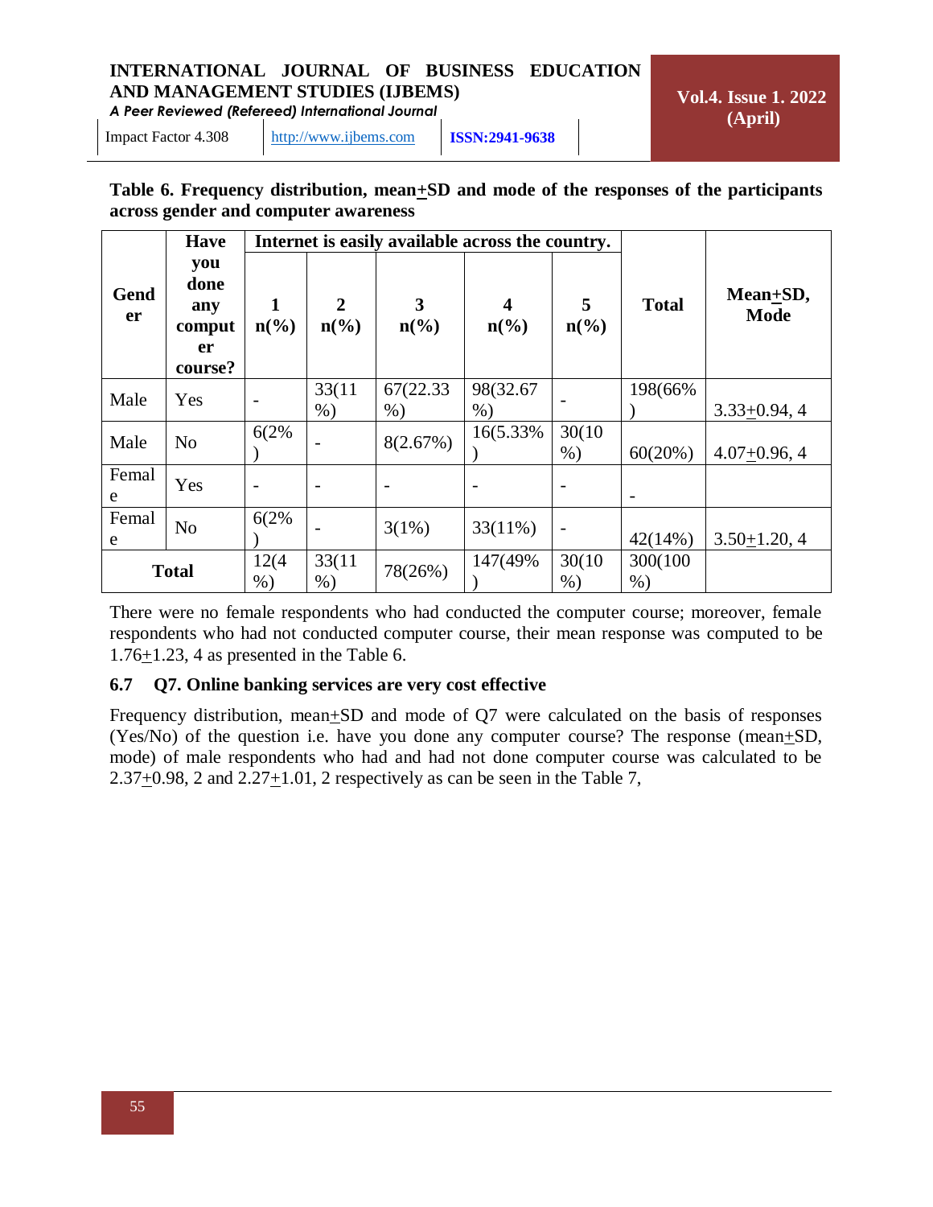**Table 6. Frequency distribution, mean±SD and mode of the responses of the participants across gender and computer awareness**

| Gender | Have you done any computer course? | Internet is easily available across the country. | | | | | Total | Mean±SD, Mode |
|---|---|---|---|---|---|---|---|---|
| | | 1 n(%) | 2 n(%) | 3 n(%) | 4 n(%) | 5 n(%) | | |
| Male | Yes | - | 33(11%) | 67(22.33%) | 98(32.67%) | - | 198(66%) | 3.33±0.94, 4 |
| Male | No | 6(2%) | - | 8(2.67%) | 16(5.33%) | 30(10%) | 60(20%) | 4.07±0.96, 4 |
| Female | Yes | - | - | - | - | - | - | |
| Female | No | 6(2%) | - | 3(1%) | 33(11%) | - | 42(14%) | 3.50±1.20, 4 |
| Total | | 12(4%) | 33(11%) | 78(26%) | 147(49%) | 30(10%) | 300(100%) | |

There were no female respondents who had conducted the computer course; moreover, female respondents who had not conducted computer course, their mean response was computed to be 1.76±1.23, 4 as presented in the Table 6.

### 6.7 Q7. Online banking services are very cost effective

Frequency distribution, mean±SD and mode of Q7 were calculated on the basis of responses (Yes/No) of the question i.e. have you done any computer course? The response (mean±SD, mode) of male respondents who had and had not done computer course was calculated to be 2.37±0.98, 2 and 2.27±1.01, 2 respectively as can be seen in the Table 7,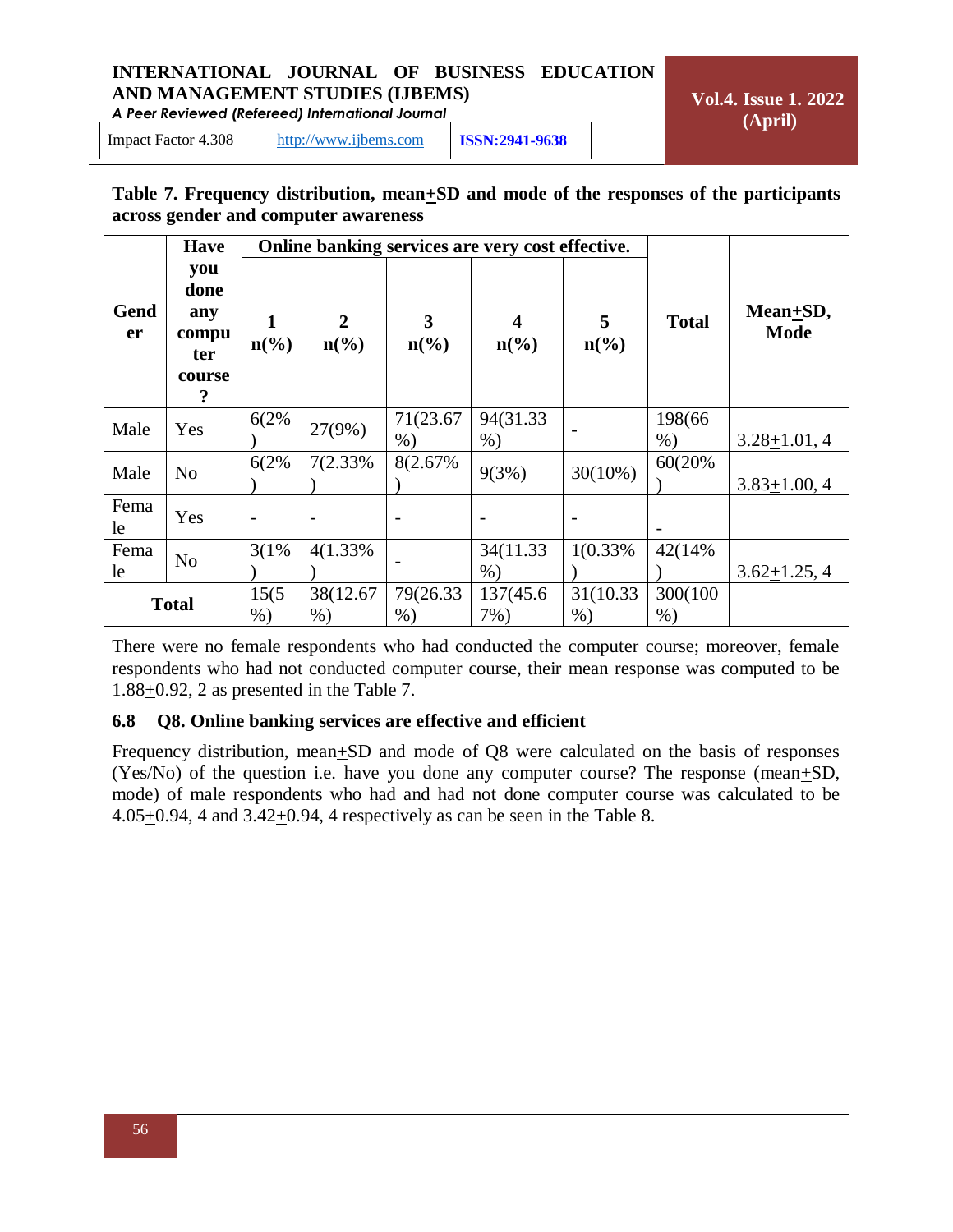**Table 7. Frequency distribution, mean+SD and mode of the responses of the participants across gender and computer awareness**

| Gender | Have you done any computer course? | Online banking services are very cost effective. | | | | | Total | Mean+SD, Mode |
|---|---|---|---|---|---|---|---|---|
| | | 1 n(%) | 2 n(%) | 3 n(%) | 4 n(%) | 5 n(%) | | |
| Male | Yes | 6(2%) | 27(9%) | 71(23.67%) | 94(31.33%) | - | 198(66%) | 3.28+1.01, 4 |
| Male | No | 6(2%) | 7(2.33%) | 8(2.67%) | 9(3%) | 30(10%) | 60(20%) | 3.83+1.00, 4 |
| Female | Yes | - | - | - | - | - | - | |
| Female | No | 3(1%) | 4(1.33%) | - | 34(11.33%) | 1(0.33%) | 42(14%) | 3.62+1.25, 4 |
| Total | | 15(5%) | 38(12.67%) | 79(26.33%) | 137(45.67%) | 31(10.33%) | 300(100%) | |

There were no female respondents who had conducted the computer course; moreover, female respondents who had not conducted computer course, their mean response was computed to be 1.88+0.92, 2 as presented in the Table 7.

### 6.8 Q8. Online banking services are effective and efficient

Frequency distribution, mean+SD and mode of Q8 were calculated on the basis of responses (Yes/No) of the question i.e. have you done any computer course? The response (mean+SD, mode) of male respondents who had and had not done computer course was calculated to be 4.05+0.94, 4 and 3.42+0.94, 4 respectively as can be seen in the Table 8.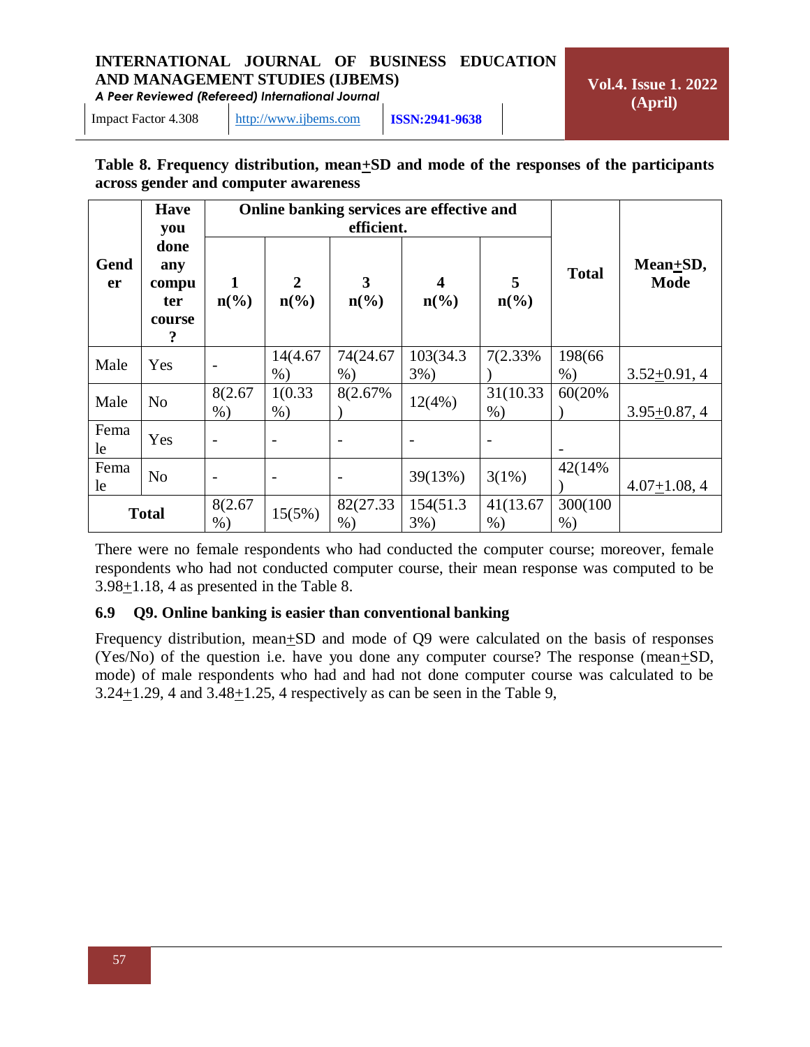**Table 8. Frequency distribution, mean+SD and mode of the responses of the participants across gender and computer awareness**

| Gender | Have you done any computer course? | Online banking services are effective and efficient. | | | | | Total | Mean+SD, Mode |
|---|---|---|---|---|---|---|---|---|
| | | 1 n(%) | 2 n(%) | 3 n(%) | 4 n(%) | 5 n(%) | | |
| Male | Yes | - | 14(4.67%) | 74(24.67%) | 103(34.33%) | 7(2.33%) | 198(66%) | 3.52+0.91, 4 |
| Male | No | 8(2.67%) | 1(0.33%) | 8(2.67%) | 12(4%) | 31(10.33%) | 60(20%) | 3.95+0.87, 4 |
| Female | Yes | - | - | - | - | - | - | |
| Female | No | - | - | - | 39(13%) | 3(1%) | 42(14%) | 4.07+1.08, 4 |
| Total | | 8(2.67%) | 15(5%) | 82(27.33%) | 154(51.33%) | 41(13.67%) | 300(100%) | |

There were no female respondents who had conducted the computer course; moreover, female respondents who had not conducted computer course, their mean response was computed to be 3.98+1.18, 4 as presented in the Table 8.

### 6.9 Q9. Online banking is easier than conventional banking

Frequency distribution, mean+SD and mode of Q9 were calculated on the basis of responses (Yes/No) of the question i.e. have you done any computer course? The response (mean+SD, mode) of male respondents who had and had not done computer course was calculated to be 3.24+1.29, 4 and 3.48+1.25, 4 respectively as can be seen in the Table 9,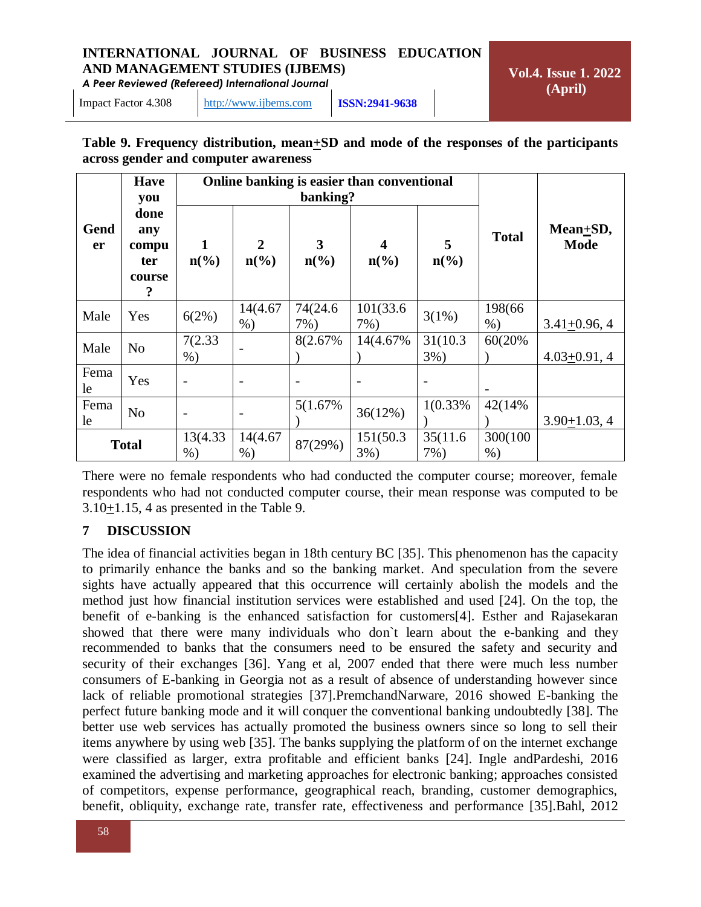**Table 9. Frequency distribution, mean+SD and mode of the responses of the participants across gender and computer awareness**

| Gender | Have you done any computer course? | Online banking is easier than conventional banking? | | | | | Total | Mean+SD, Mode |
|---|---|---|---|---|---|---|---|---|
| | | 1 n(%) | 2 n(%) | 3 n(%) | 4 n(%) | 5 n(%) | | |
| Male | Yes | 6(2%) | 14(4.67%) | 74(24.67%) | 101(33.67%) | 3(1%) | 198(66%) | 3.41+0.96, 4 |
| Male | No | 7(2.33%) | - | 8(2.67%) | 14(4.67%) | 31(10.33%) | 60(20%) | 4.03+0.91, 4 |
| Female | Yes | - | - | - | - | - | - | |
| Female | No | - | - | 5(1.67%) | 36(12%) | 1(0.33%) | 42(14%) | 3.90+1.03, 4 |
| Total | | 13(4.33%) | 14(4.67%) | 87(29%) | 151(50.33%) | 35(11.67%) | 300(100%) | |

There were no female respondents who had conducted the computer course; moreover, female respondents who had not conducted computer course, their mean response was computed to be 3.10+1.15, 4 as presented in the Table 9.

## 7 DISCUSSION

The idea of financial activities began in 18th century BC [35]. This phenomenon has the capacity to primarily enhance the banks and so the banking market. And speculation from the severe sights have actually appeared that this occurrence will certainly abolish the models and the method just how financial institution services were established and used [24]. On the top, the benefit of e-banking is the enhanced satisfaction for customers[4]. Esther and Rajasekaran showed that there were many individuals who don`t learn about the e-banking and they recommended to banks that the consumers need to be ensured the safety and security and security of their exchanges [36]. Yang et al, 2007 ended that there were much less number consumers of E-banking in Georgia not as a result of absence of understanding however since lack of reliable promotional strategies [37].PremchandNarware, 2016 showed E-banking the perfect future banking mode and it will conquer the conventional banking undoubtedly [38]. The better use web services has actually promoted the business owners since so long to sell their items anywhere by using web [35]. The banks supplying the platform of on the internet exchange were classified as larger, extra profitable and efficient banks [24]. Ingle andPardeshi, 2016 examined the advertising and marketing approaches for electronic banking; approaches consisted of competitors, expense performance, geographical reach, branding, customer demographics, benefit, obliquity, exchange rate, transfer rate, effectiveness and performance [35].Bahl, 2012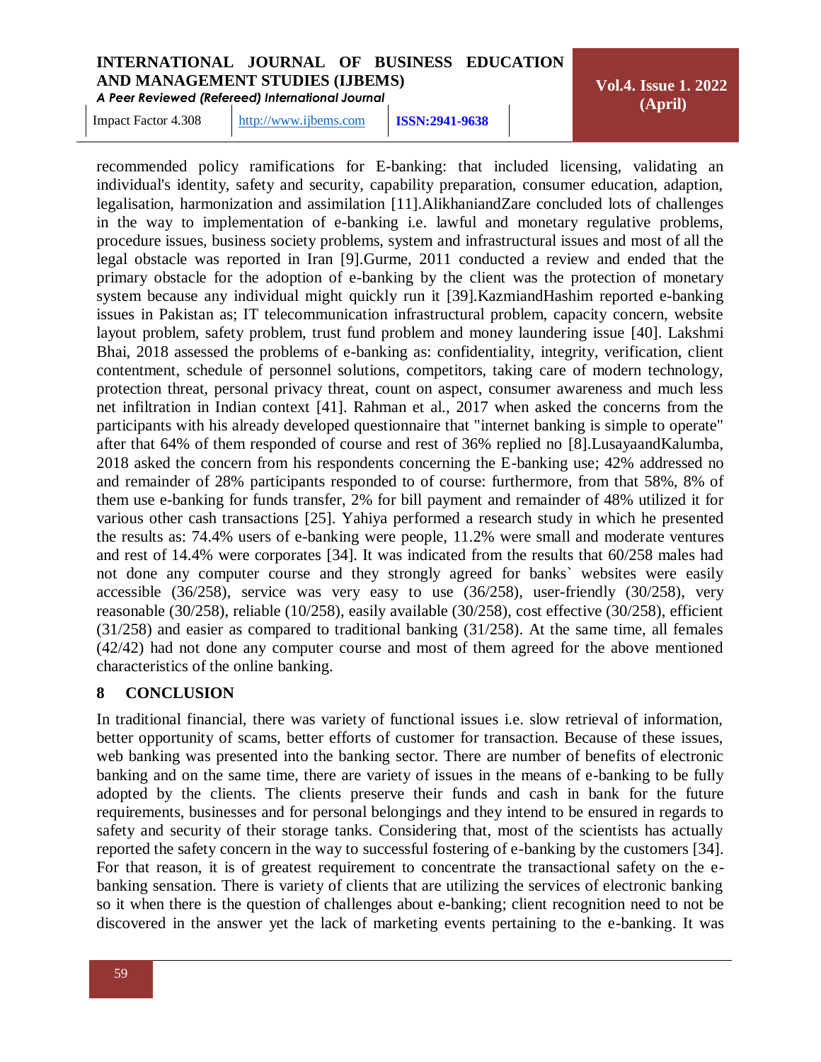recommended policy ramifications for E-banking: that included licensing, validating an individual's identity, safety and security, capability preparation, consumer education, adaption, legalisation, harmonization and assimilation [11].AlikhaniandZare concluded lots of challenges in the way to implementation of e-banking i.e. lawful and monetary regulative problems, procedure issues, business society problems, system and infrastructural issues and most of all the legal obstacle was reported in Iran [9].Gurme, 2011 conducted a review and ended that the primary obstacle for the adoption of e-banking by the client was the protection of monetary system because any individual might quickly run it [39].KazmiandHashim reported e-banking issues in Pakistan as; IT telecommunication infrastructural problem, capacity concern, website layout problem, safety problem, trust fund problem and money laundering issue [40]. Lakshmi Bhai, 2018 assessed the problems of e-banking as: confidentiality, integrity, verification, client contentment, schedule of personnel solutions, competitors, taking care of modern technology, protection threat, personal privacy threat, count on aspect, consumer awareness and much less net infiltration in Indian context [41]. Rahman et al., 2017 when asked the concerns from the participants with his already developed questionnaire that "internet banking is simple to operate" after that 64% of them responded of course and rest of 36% replied no [8].LusayaandKalumba, 2018 asked the concern from his respondents concerning the E-banking use; 42% addressed no and remainder of 28% participants responded to of course: furthermore, from that 58%, 8% of them use e-banking for funds transfer, 2% for bill payment and remainder of 48% utilized it for various other cash transactions [25]. Yahiya performed a research study in which he presented the results as: 74.4% users of e-banking were people, 11.2% were small and moderate ventures and rest of 14.4% were corporates [34]. It was indicated from the results that 60/258 males had not done any computer course and they strongly agreed for banks` websites were easily accessible (36/258), service was very easy to use (36/258), user-friendly (30/258), very reasonable (30/258), reliable (10/258), easily available (30/258), cost effective (30/258), efficient (31/258) and easier as compared to traditional banking (31/258). At the same time, all females (42/42) had not done any computer course and most of them agreed for the above mentioned characteristics of the online banking.

## 8 CONCLUSION

In traditional financial, there was variety of functional issues i.e. slow retrieval of information, better opportunity of scams, better efforts of customer for transaction. Because of these issues, web banking was presented into the banking sector. There are number of benefits of electronic banking and on the same time, there are variety of issues in the means of e-banking to be fully adopted by the clients. The clients preserve their funds and cash in bank for the future requirements, businesses and for personal belongings and they intend to be ensured in regards to safety and security of their storage tanks. Considering that, most of the scientists has actually reported the safety concern in the way to successful fostering of e-banking by the customers [34]. For that reason, it is of greatest requirement to concentrate the transactional safety on the e-banking sensation. There is variety of clients that are utilizing the services of electronic banking so it when there is the question of challenges about e-banking; client recognition need to not be discovered in the answer yet the lack of marketing events pertaining to the e-banking. It was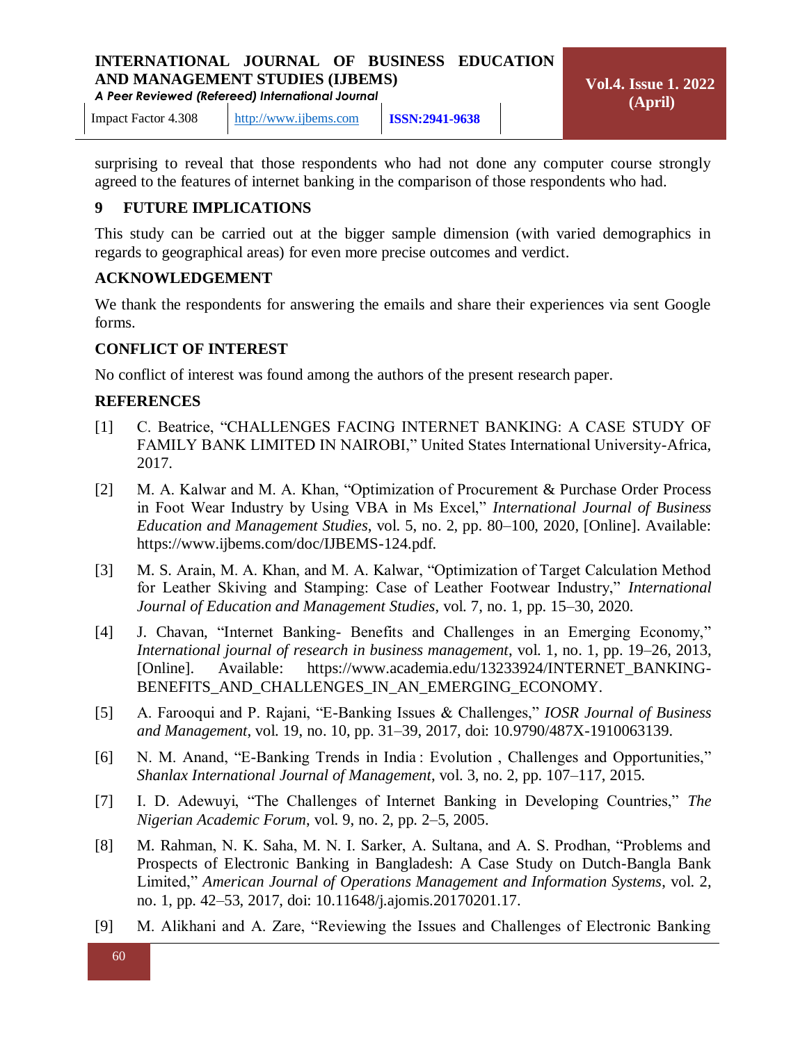surprising to reveal that those respondents who had not done any computer course strongly agreed to the features of internet banking in the comparison of those respondents who had.

## 9 FUTURE IMPLICATIONS

This study can be carried out at the bigger sample dimension (with varied demographics in regards to geographical areas) for even more precise outcomes and verdict.

## ACKNOWLEDGEMENT

We thank the respondents for answering the emails and share their experiences via sent Google forms.

## CONFLICT OF INTEREST

No conflict of interest was found among the authors of the present research paper.

## REFERENCES

[1] C. Beatrice, "CHALLENGES FACING INTERNET BANKING: A CASE STUDY OF FAMILY BANK LIMITED IN NAIROBI," United States International University-Africa, 2017.

[2] M. A. Kalwar and M. A. Khan, "Optimization of Procurement & Purchase Order Process in Foot Wear Industry by Using VBA in Ms Excel," *International Journal of Business Education and Management Studies*, vol. 5, no. 2, pp. 80–100, 2020, [Online]. Available: https://www.ijbems.com/doc/IJBEMS-124.pdf.

[3] M. S. Arain, M. A. Khan, and M. A. Kalwar, "Optimization of Target Calculation Method for Leather Skiving and Stamping: Case of Leather Footwear Industry," *International Journal of Education and Management Studies*, vol. 7, no. 1, pp. 15–30, 2020.

[4] J. Chavan, "Internet Banking- Benefits and Challenges in an Emerging Economy," *International journal of research in business management*, vol. 1, no. 1, pp. 19–26, 2013, [Online]. Available: https://www.academia.edu/13233924/INTERNET_BANKING-BENEFITS_AND_CHALLENGES_IN_AN_EMERGING_ECONOMY.

[5] A. Farooqui and P. Rajani, "E-Banking Issues & Challenges," *IOSR Journal of Business and Management*, vol. 19, no. 10, pp. 31–39, 2017, doi: 10.9790/487X-1910063139.

[6] N. M. Anand, "E-Banking Trends in India : Evolution , Challenges and Opportunities," *Shanlax International Journal of Management*, vol. 3, no. 2, pp. 107–117, 2015.

[7] I. D. Adewuyi, "The Challenges of Internet Banking in Developing Countries," *The Nigerian Academic Forum*, vol. 9, no. 2, pp. 2–5, 2005.

[8] M. Rahman, N. K. Saha, M. N. I. Sarker, A. Sultana, and A. S. Prodhan, "Problems and Prospects of Electronic Banking in Bangladesh: A Case Study on Dutch-Bangla Bank Limited," *American Journal of Operations Management and Information Systems*, vol. 2, no. 1, pp. 42–53, 2017, doi: 10.11648/j.ajomis.20170201.17.

[9] M. Alikhani and A. Zare, "Reviewing the Issues and Challenges of Electronic Banking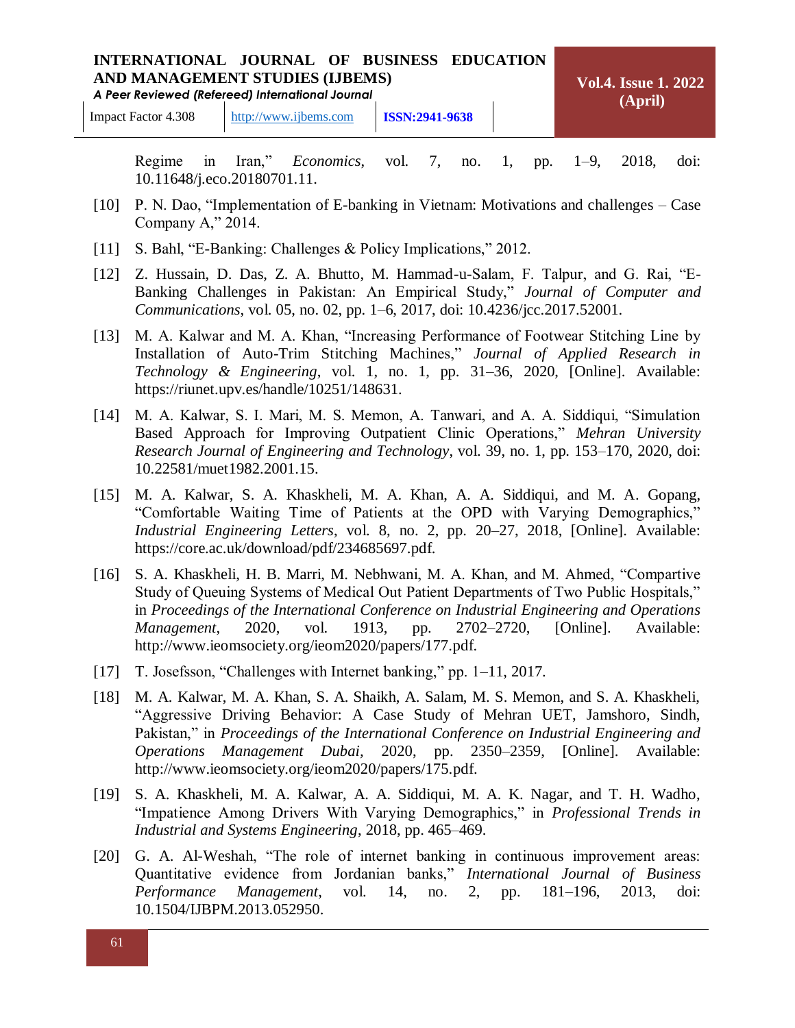Regime in Iran," *Economics*, vol. 7, no. 1, pp. 1–9, 2018, doi: 10.11648/j.eco.20180701.11.

[10] P. N. Dao, "Implementation of E-banking in Vietnam: Motivations and challenges – Case Company A," 2014.

[11] S. Bahl, "E-Banking: Challenges & Policy Implications," 2012.

[12] Z. Hussain, D. Das, Z. A. Bhutto, M. Hammad-u-Salam, F. Talpur, and G. Rai, "E-Banking Challenges in Pakistan: An Empirical Study," *Journal of Computer and Communications*, vol. 05, no. 02, pp. 1–6, 2017, doi: 10.4236/jcc.2017.52001.

[13] M. A. Kalwar and M. A. Khan, "Increasing Performance of Footwear Stitching Line by Installation of Auto-Trim Stitching Machines," *Journal of Applied Research in Technology & Engineering*, vol. 1, no. 1, pp. 31–36, 2020, [Online]. Available: https://riunet.upv.es/handle/10251/148631.

[14] M. A. Kalwar, S. I. Mari, M. S. Memon, A. Tanwari, and A. A. Siddiqui, "Simulation Based Approach for Improving Outpatient Clinic Operations," *Mehran University Research Journal of Engineering and Technology*, vol. 39, no. 1, pp. 153–170, 2020, doi: 10.22581/muet1982.2001.15.

[15] M. A. Kalwar, S. A. Khaskheli, M. A. Khan, A. A. Siddiqui, and M. A. Gopang, "Comfortable Waiting Time of Patients at the OPD with Varying Demographics," *Industrial Engineering Letters*, vol. 8, no. 2, pp. 20–27, 2018, [Online]. Available: https://core.ac.uk/download/pdf/234685697.pdf.

[16] S. A. Khaskheli, H. B. Marri, M. Nebhwani, M. A. Khan, and M. Ahmed, "Compartive Study of Queuing Systems of Medical Out Patient Departments of Two Public Hospitals," in *Proceedings of the International Conference on Industrial Engineering and Operations Management*, 2020, vol. 1913, pp. 2702–2720, [Online]. Available: http://www.ieomsociety.org/ieom2020/papers/177.pdf.

[17] T. Josefsson, "Challenges with Internet banking," pp. 1–11, 2017.

[18] M. A. Kalwar, M. A. Khan, S. A. Shaikh, A. Salam, M. S. Memon, and S. A. Khaskheli, "Aggressive Driving Behavior: A Case Study of Mehran UET, Jamshoro, Sindh, Pakistan," in *Proceedings of the International Conference on Industrial Engineering and Operations Management Dubai*, 2020, pp. 2350–2359, [Online]. Available: http://www.ieomsociety.org/ieom2020/papers/175.pdf.

[19] S. A. Khaskheli, M. A. Kalwar, A. A. Siddiqui, M. A. K. Nagar, and T. H. Wadho, "Impatience Among Drivers With Varying Demographics," in *Professional Trends in Industrial and Systems Engineering*, 2018, pp. 465–469.

[20] G. A. Al-Weshah, "The role of internet banking in continuous improvement areas: Quantitative evidence from Jordanian banks," *International Journal of Business Performance Management*, vol. 14, no. 2, pp. 181–196, 2013, doi: 10.1504/IJBPM.2013.052950.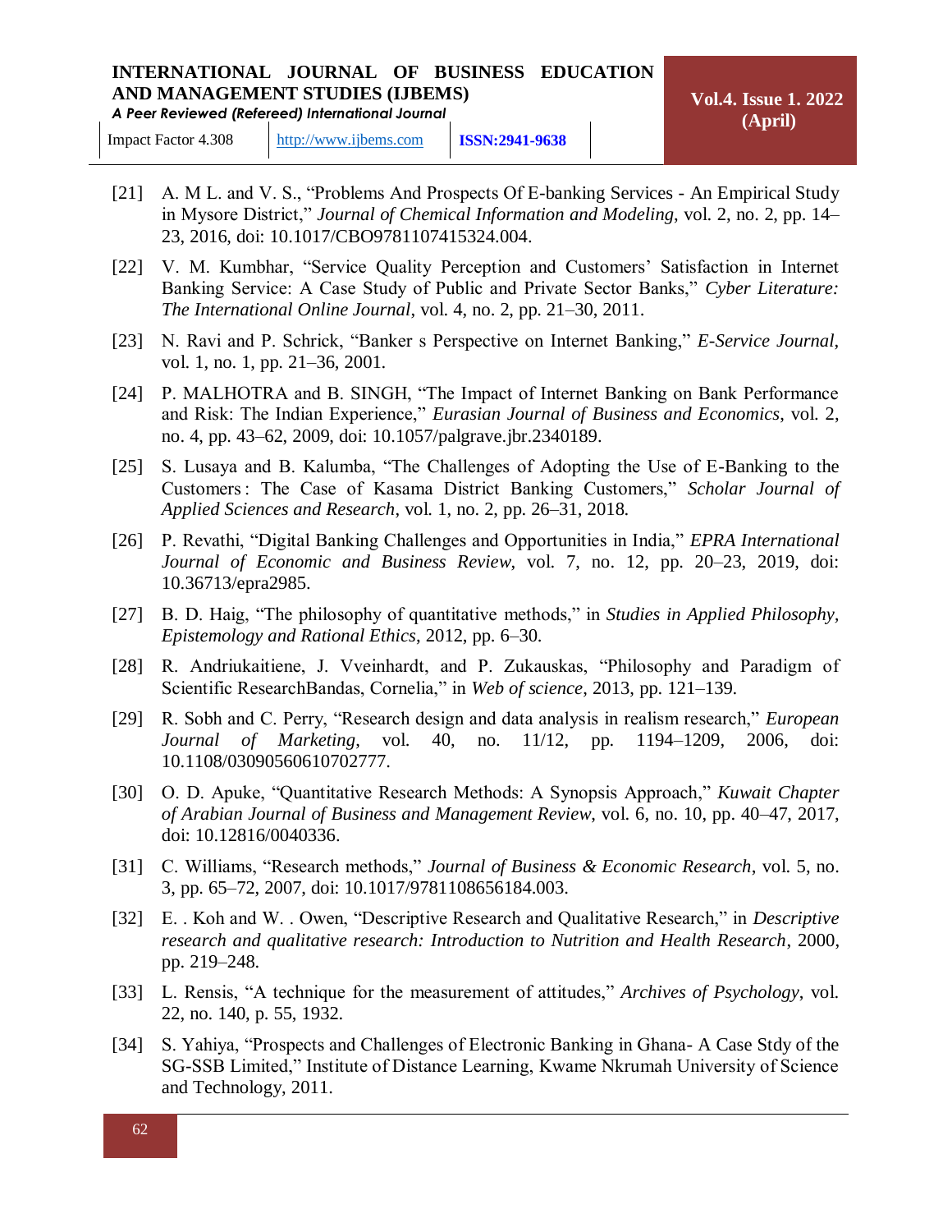[21] A. M L. and V. S., "Problems And Prospects Of E-banking Services - An Empirical Study in Mysore District," *Journal of Chemical Information and Modeling*, vol. 2, no. 2, pp. 14–23, 2016, doi: 10.1017/CBO9781107415324.004.

[22] V. M. Kumbhar, "Service Quality Perception and Customers' Satisfaction in Internet Banking Service: A Case Study of Public and Private Sector Banks," *Cyber Literature: The International Online Journal*, vol. 4, no. 2, pp. 21–30, 2011.

[23] N. Ravi and P. Schrick, "Banker s Perspective on Internet Banking," *E-Service Journal*, vol. 1, no. 1, pp. 21–36, 2001.

[24] P. MALHOTRA and B. SINGH, "The Impact of Internet Banking on Bank Performance and Risk: The Indian Experience," *Eurasian Journal of Business and Economics*, vol. 2, no. 4, pp. 43–62, 2009, doi: 10.1057/palgrave.jbr.2340189.

[25] S. Lusaya and B. Kalumba, "The Challenges of Adopting the Use of E-Banking to the Customers : The Case of Kasama District Banking Customers," *Scholar Journal of Applied Sciences and Research*, vol. 1, no. 2, pp. 26–31, 2018.

[26] P. Revathi, "Digital Banking Challenges and Opportunities in India," *EPRA International Journal of Economic and Business Review*, vol. 7, no. 12, pp. 20–23, 2019, doi: 10.36713/epra2985.

[27] B. D. Haig, "The philosophy of quantitative methods," in *Studies in Applied Philosophy, Epistemology and Rational Ethics*, 2012, pp. 6–30.

[28] R. Andriukaitiene, J. Vveinhardt, and P. Zukauskas, "Philosophy and Paradigm of Scientific ResearchBandas, Cornelia," in *Web of science*, 2013, pp. 121–139.

[29] R. Sobh and C. Perry, "Research design and data analysis in realism research," *European Journal of Marketing*, vol. 40, no. 11/12, pp. 1194–1209, 2006, doi: 10.1108/03090560610702777.

[30] O. D. Apuke, "Quantitative Research Methods: A Synopsis Approach," *Kuwait Chapter of Arabian Journal of Business and Management Review*, vol. 6, no. 10, pp. 40–47, 2017, doi: 10.12816/0040336.

[31] C. Williams, "Research methods," *Journal of Business & Economic Research*, vol. 5, no. 3, pp. 65–72, 2007, doi: 10.1017/9781108656184.003.

[32] E. . Koh and W. . Owen, "Descriptive Research and Qualitative Research," in *Descriptive research and qualitative research: Introduction to Nutrition and Health Research*, 2000, pp. 219–248.

[33] L. Rensis, "A technique for the measurement of attitudes," *Archives of Psychology*, vol. 22, no. 140, p. 55, 1932.

[34] S. Yahiya, "Prospects and Challenges of Electronic Banking in Ghana- A Case Stdy of the SG-SSB Limited," Institute of Distance Learning, Kwame Nkrumah University of Science and Technology, 2011.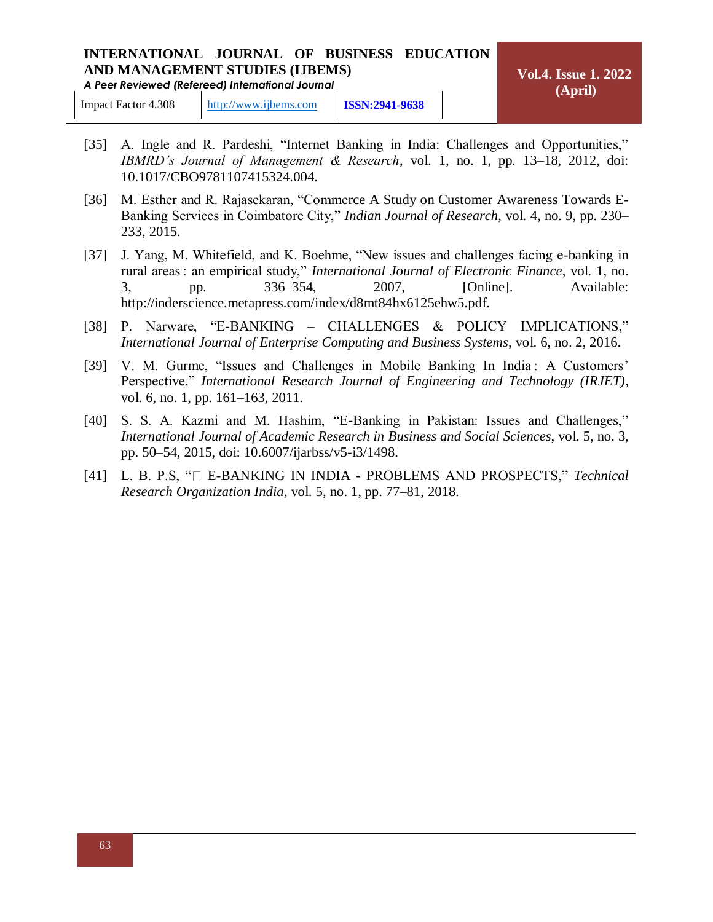[35] A. Ingle and R. Pardeshi, "Internet Banking in India: Challenges and Opportunities," *IBMRD's Journal of Management & Research*, vol. 1, no. 1, pp. 13–18, 2012, doi: 10.1017/CBO9781107415324.004.

[36] M. Esther and R. Rajasekaran, "Commerce A Study on Customer Awareness Towards E-Banking Services in Coimbatore City," *Indian Journal of Research*, vol. 4, no. 9, pp. 230–233, 2015.

[37] J. Yang, M. Whitefield, and K. Boehme, "New issues and challenges facing e-banking in rural areas : an empirical study," *International Journal of Electronic Finance*, vol. 1, no. 3, pp. 336–354, 2007, [Online]. Available: http://inderscience.metapress.com/index/d8mt84hx6125ehw5.pdf.

[38] P. Narware, "E-BANKING – CHALLENGES & POLICY IMPLICATIONS," *International Journal of Enterprise Computing and Business Systems*, vol. 6, no. 2, 2016.

[39] V. M. Gurme, "Issues and Challenges in Mobile Banking In India : A Customers' Perspective," *International Research Journal of Engineering and Technology (IRJET)*, vol. 6, no. 1, pp. 161–163, 2011.

[40] S. S. A. Kazmi and M. Hashim, "E-Banking in Pakistan: Issues and Challenges," *International Journal of Academic Research in Business and Social Sciences*, vol. 5, no. 3, pp. 50–54, 2015, doi: 10.6007/ijarbss/v5-i3/1498.

[41] L. B. P.S, " E-BANKING IN INDIA - PROBLEMS AND PROSPECTS," *Technical Research Organization India*, vol. 5, no. 1, pp. 77–81, 2018.